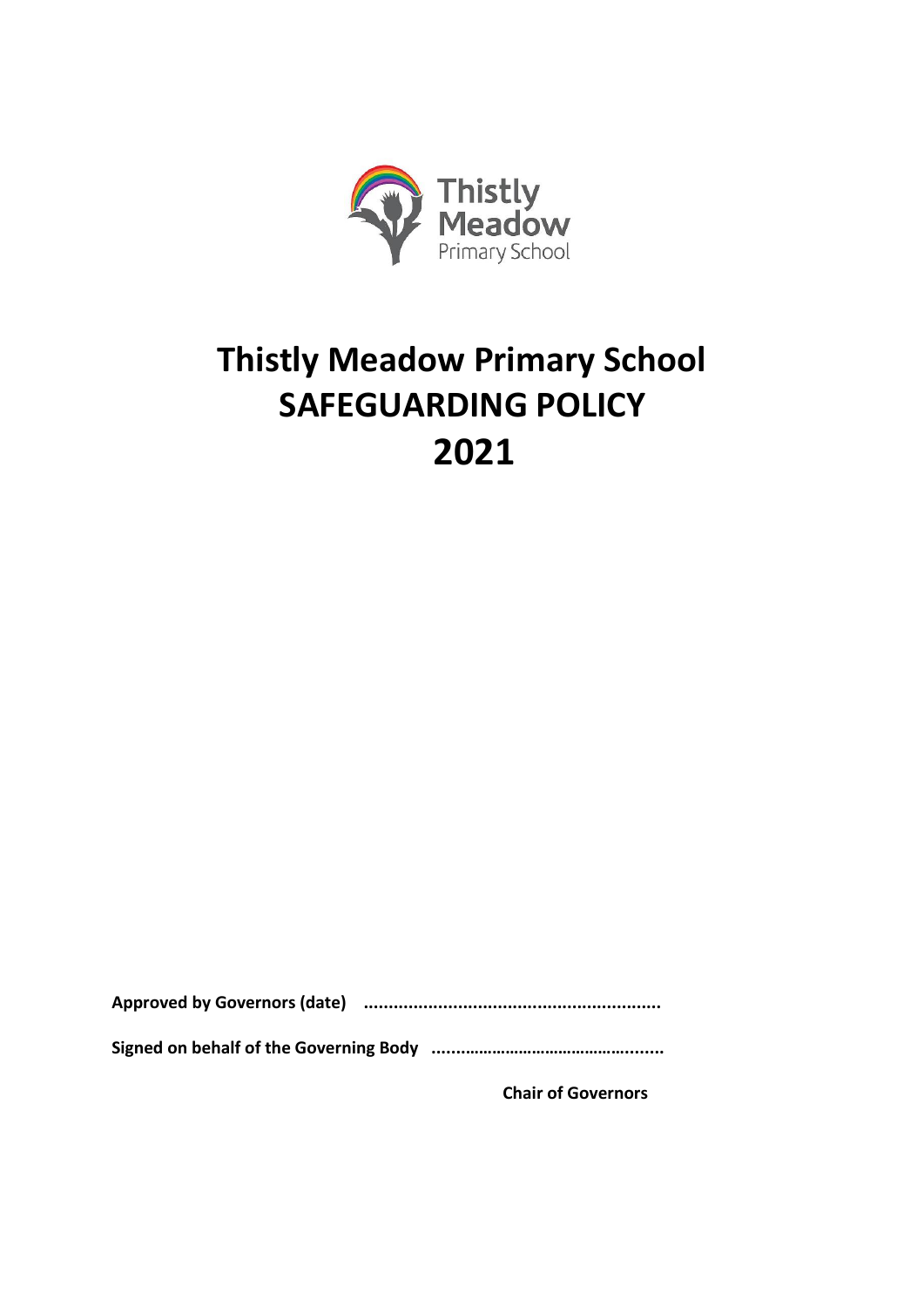Thistly Meadow Primary School

# Thistly Meadow Primary School
# SAFEGUARDING POLICY
# 2021

**Approved by Governors (date) ..........................................................**

**Signed on behalf of the Governing Body ................................................**

**Chair of Governors**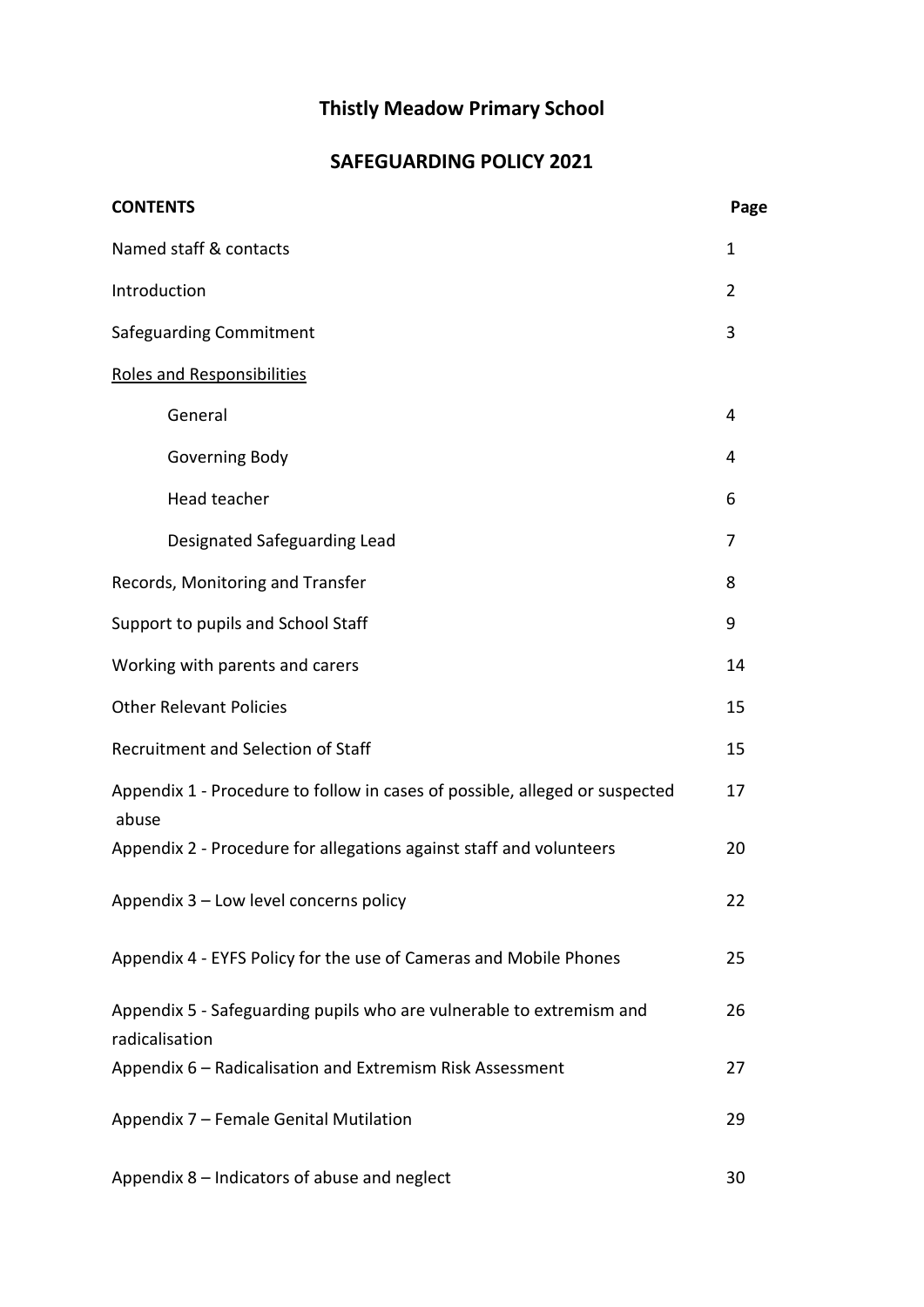# Thistly Meadow Primary School

## SAFEGUARDING POLICY 2021

| **CONTENTS** | **Page** |
| --- | --- |
| Named staff & contacts | 1 |
| Introduction | 2 |
| Safeguarding Commitment | 3 |
| <u>Roles and Responsibilities</u> | |
| General | 4 |
| Governing Body | 4 |
| Head teacher | 6 |
| Designated Safeguarding Lead | 7 |
| Records, Monitoring and Transfer | 8 |
| Support to pupils and School Staff | 9 |
| Working with parents and carers | 14 |
| Other Relevant Policies | 15 |
| Recruitment and Selection of Staff | 15 |
| Appendix 1 - Procedure to follow in cases of possible, alleged or suspected abuse | 17 |
| Appendix 2 - Procedure for allegations against staff and volunteers | 20 |
| Appendix 3 – Low level concerns policy | 22 |
| Appendix 4 - EYFS Policy for the use of Cameras and Mobile Phones | 25 |
| Appendix 5 - Safeguarding pupils who are vulnerable to extremism and radicalisation | 26 |
| Appendix 6 – Radicalisation and Extremism Risk Assessment | 27 |
| Appendix 7 – Female Genital Mutilation | 29 |
| Appendix 8 – Indicators of abuse and neglect | 30 |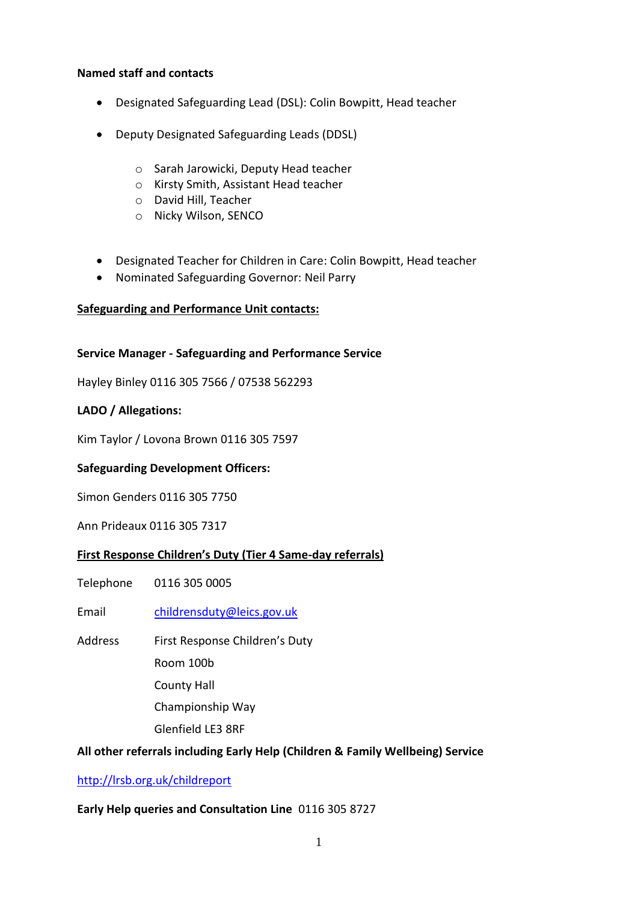**Named staff and contacts**

- Designated Safeguarding Lead (DSL): Colin Bowpitt, Head teacher
- Deputy Designated Safeguarding Leads (DDSL)
    - Sarah Jarowicki, Deputy Head teacher
    - Kirsty Smith, Assistant Head teacher
    - David Hill, Teacher
    - Nicky Wilson, SENCO
- Designated Teacher for Children in Care: Colin Bowpitt, Head teacher
- Nominated Safeguarding Governor: Neil Parry

**Safeguarding and Performance Unit contacts:**

**Service Manager - Safeguarding and Performance Service**

Hayley Binley 0116 305 7566 / 07538 562293

**LADO / Allegations:**

Kim Taylor / Lovona Brown 0116 305 7597

**Safeguarding Development Officers:**

Simon Genders 0116 305 7750

Ann Prideaux 0116 305 7317

**First Response Children's Duty (Tier 4 Same-day referrals)**

Telephone 0116 305 0005

Email childrensduty@leics.gov.uk

Address First Response Children's Duty
Room 100b
County Hall
Championship Way
Glenfield LE3 8RF

**All other referrals including Early Help (Children & Family Wellbeing) Service**

http://lrsb.org.uk/childreport

**Early Help queries and Consultation Line** 0116 305 8727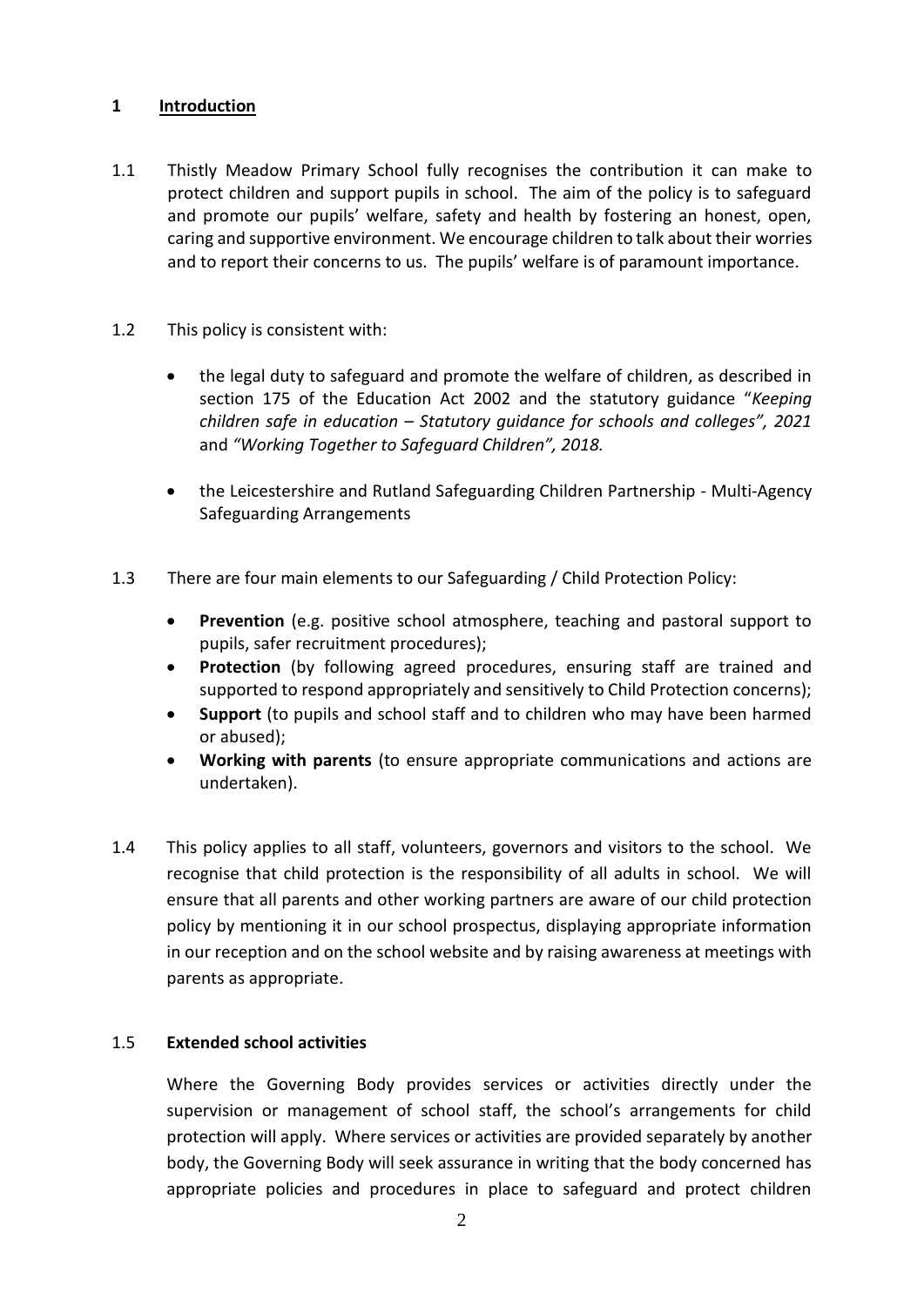## 1 Introduction

1.1 Thistly Meadow Primary School fully recognises the contribution it can make to protect children and support pupils in school. The aim of the policy is to safeguard and promote our pupils' welfare, safety and health by fostering an honest, open, caring and supportive environment. We encourage children to talk about their worries and to report their concerns to us. The pupils' welfare is of paramount importance.

1.2 This policy is consistent with:

- the legal duty to safeguard and promote the welfare of children, as described in section 175 of the Education Act 2002 and the statutory guidance "*Keeping children safe in education – Statutory guidance for schools and colleges", 2021* and *"Working Together to Safeguard Children", 2018.*

- the Leicestershire and Rutland Safeguarding Children Partnership - Multi-Agency Safeguarding Arrangements

1.3 There are four main elements to our Safeguarding / Child Protection Policy:

- **Prevention** (e.g. positive school atmosphere, teaching and pastoral support to pupils, safer recruitment procedures);
- **Protection** (by following agreed procedures, ensuring staff are trained and supported to respond appropriately and sensitively to Child Protection concerns);
- **Support** (to pupils and school staff and to children who may have been harmed or abused);
- **Working with parents** (to ensure appropriate communications and actions are undertaken).

1.4 This policy applies to all staff, volunteers, governors and visitors to the school. We recognise that child protection is the responsibility of all adults in school. We will ensure that all parents and other working partners are aware of our child protection policy by mentioning it in our school prospectus, displaying appropriate information in our reception and on the school website and by raising awareness at meetings with parents as appropriate.

1.5 **Extended school activities**

Where the Governing Body provides services or activities directly under the supervision or management of school staff, the school's arrangements for child protection will apply. Where services or activities are provided separately by another body, the Governing Body will seek assurance in writing that the body concerned has appropriate policies and procedures in place to safeguard and protect children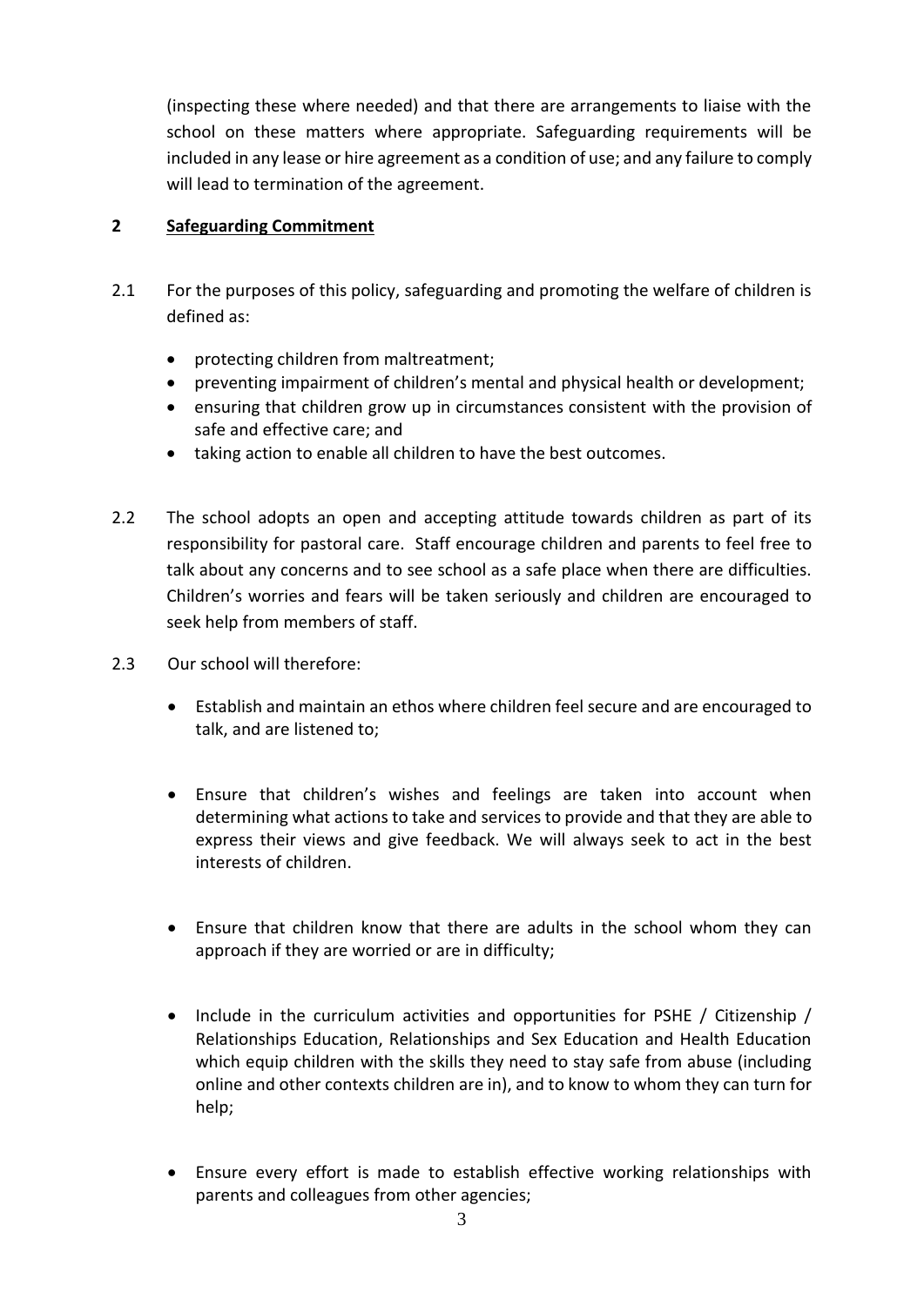(inspecting these where needed) and that there are arrangements to liaise with the school on these matters where appropriate. Safeguarding requirements will be included in any lease or hire agreement as a condition of use; and any failure to comply will lead to termination of the agreement.

## 2 Safeguarding Commitment

2.1 For the purposes of this policy, safeguarding and promoting the welfare of children is defined as:

- protecting children from maltreatment;
- preventing impairment of children's mental and physical health or development;
- ensuring that children grow up in circumstances consistent with the provision of safe and effective care; and
- taking action to enable all children to have the best outcomes.

2.2 The school adopts an open and accepting attitude towards children as part of its responsibility for pastoral care. Staff encourage children and parents to feel free to talk about any concerns and to see school as a safe place when there are difficulties. Children's worries and fears will be taken seriously and children are encouraged to seek help from members of staff.

2.3 Our school will therefore:

- Establish and maintain an ethos where children feel secure and are encouraged to talk, and are listened to;
- Ensure that children's wishes and feelings are taken into account when determining what actions to take and services to provide and that they are able to express their views and give feedback. We will always seek to act in the best interests of children.
- Ensure that children know that there are adults in the school whom they can approach if they are worried or are in difficulty;
- Include in the curriculum activities and opportunities for PSHE / Citizenship / Relationships Education, Relationships and Sex Education and Health Education which equip children with the skills they need to stay safe from abuse (including online and other contexts children are in), and to know to whom they can turn for help;
- Ensure every effort is made to establish effective working relationships with parents and colleagues from other agencies;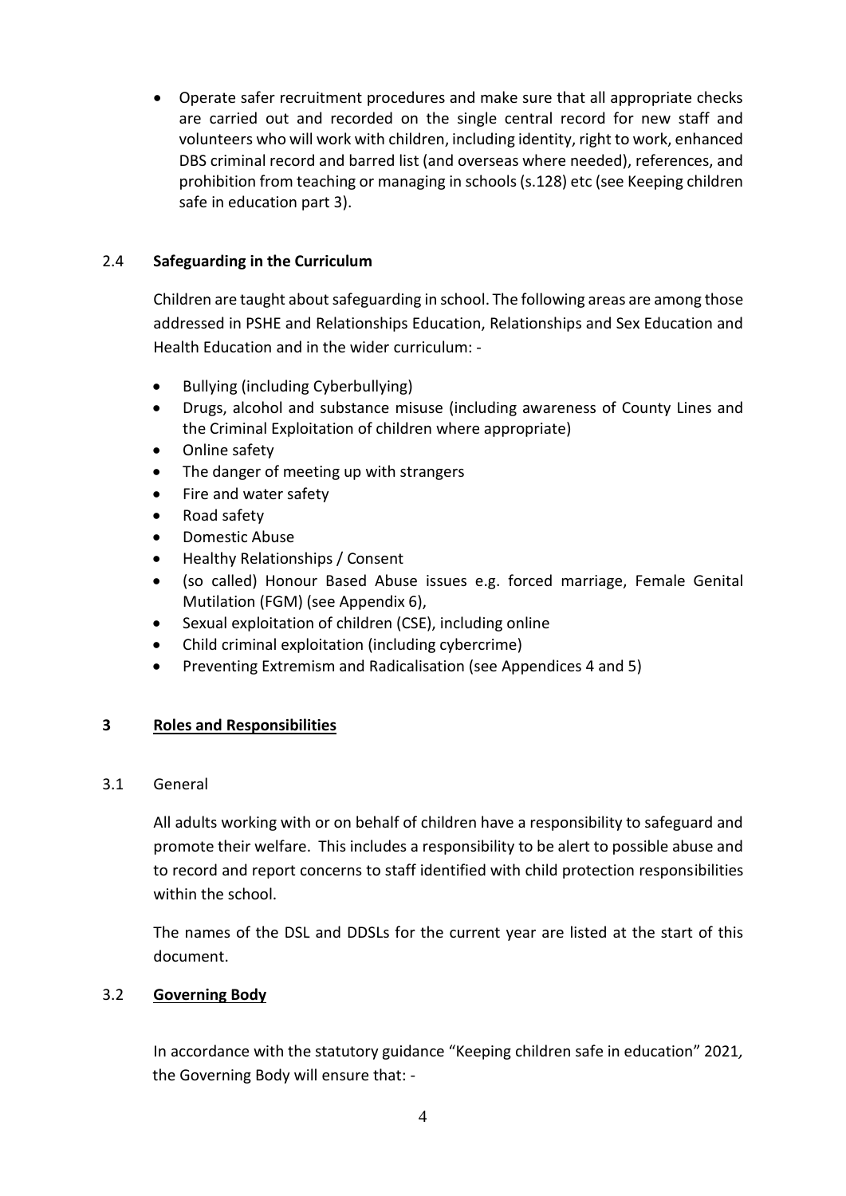- Operate safer recruitment procedures and make sure that all appropriate checks are carried out and recorded on the single central record for new staff and volunteers who will work with children, including identity, right to work, enhanced DBS criminal record and barred list (and overseas where needed), references, and prohibition from teaching or managing in schools (s.128) etc (see Keeping children safe in education part 3).

### 2.4 **Safeguarding in the Curriculum**

Children are taught about safeguarding in school. The following areas are among those addressed in PSHE and Relationships Education, Relationships and Sex Education and Health Education and in the wider curriculum: -

- Bullying (including Cyberbullying)
- Drugs, alcohol and substance misuse (including awareness of County Lines and the Criminal Exploitation of children where appropriate)
- Online safety
- The danger of meeting up with strangers
- Fire and water safety
- Road safety
- Domestic Abuse
- Healthy Relationships / Consent
- (so called) Honour Based Abuse issues e.g. forced marriage, Female Genital Mutilation (FGM) (see Appendix 6),
- Sexual exploitation of children (CSE), including online
- Child criminal exploitation (including cybercrime)
- Preventing Extremism and Radicalisation (see Appendices 4 and 5)

## 3 **Roles and Responsibilities**

### 3.1 General

All adults working with or on behalf of children have a responsibility to safeguard and promote their welfare. This includes a responsibility to be alert to possible abuse and to record and report concerns to staff identified with child protection responsibilities within the school.

The names of the DSL and DDSLs for the current year are listed at the start of this document.

### 3.2 **Governing Body**

In accordance with the statutory guidance "Keeping children safe in education" 2021, the Governing Body will ensure that: -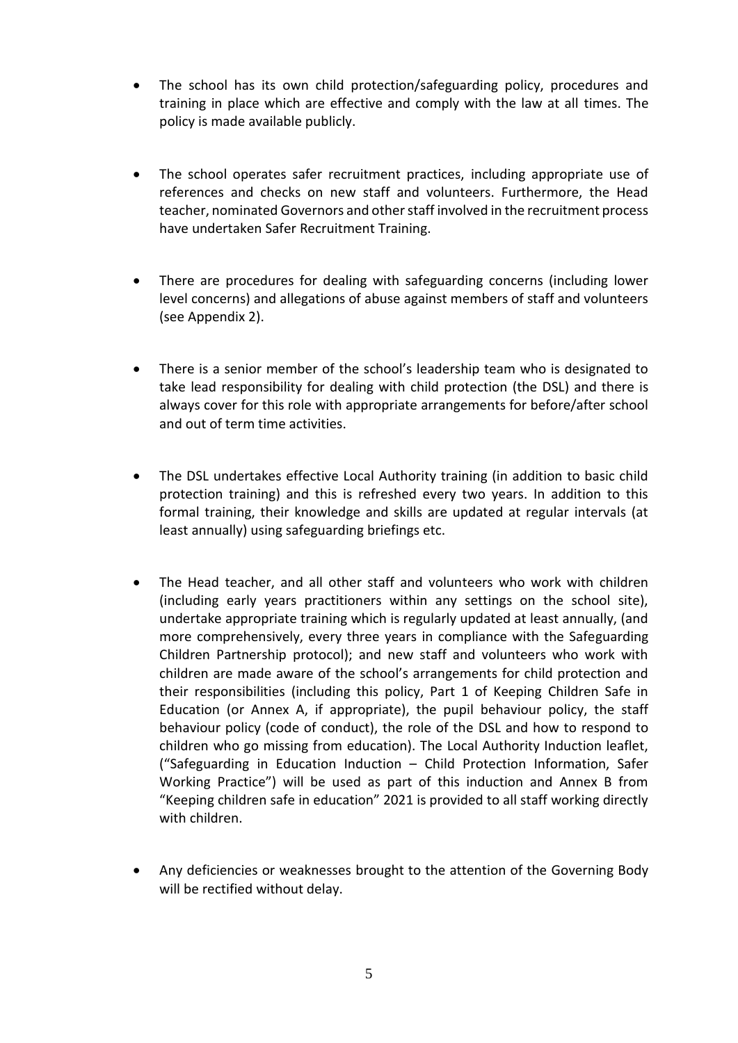- The school has its own child protection/safeguarding policy, procedures and training in place which are effective and comply with the law at all times. The policy is made available publicly.

- The school operates safer recruitment practices, including appropriate use of references and checks on new staff and volunteers. Furthermore, the Head teacher, nominated Governors and other staff involved in the recruitment process have undertaken Safer Recruitment Training.

- There are procedures for dealing with safeguarding concerns (including lower level concerns) and allegations of abuse against members of staff and volunteers (see Appendix 2).

- There is a senior member of the school's leadership team who is designated to take lead responsibility for dealing with child protection (the DSL) and there is always cover for this role with appropriate arrangements for before/after school and out of term time activities.

- The DSL undertakes effective Local Authority training (in addition to basic child protection training) and this is refreshed every two years. In addition to this formal training, their knowledge and skills are updated at regular intervals (at least annually) using safeguarding briefings etc.

- The Head teacher, and all other staff and volunteers who work with children (including early years practitioners within any settings on the school site), undertake appropriate training which is regularly updated at least annually, (and more comprehensively, every three years in compliance with the Safeguarding Children Partnership protocol); and new staff and volunteers who work with children are made aware of the school's arrangements for child protection and their responsibilities (including this policy, Part 1 of Keeping Children Safe in Education (or Annex A, if appropriate), the pupil behaviour policy, the staff behaviour policy (code of conduct), the role of the DSL and how to respond to children who go missing from education). The Local Authority Induction leaflet, ("Safeguarding in Education Induction – Child Protection Information, Safer Working Practice") will be used as part of this induction and Annex B from "Keeping children safe in education" 2021 is provided to all staff working directly with children.

- Any deficiencies or weaknesses brought to the attention of the Governing Body will be rectified without delay.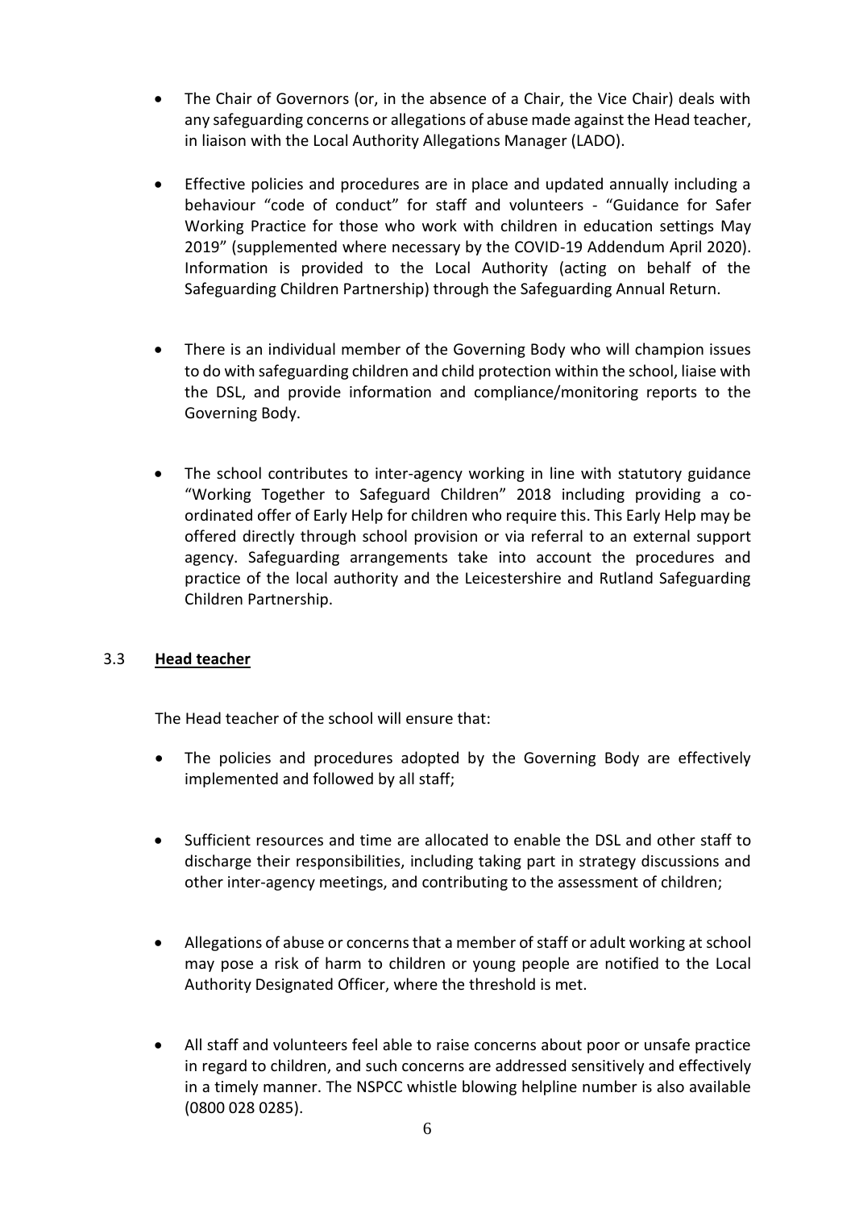- The Chair of Governors (or, in the absence of a Chair, the Vice Chair) deals with any safeguarding concerns or allegations of abuse made against the Head teacher, in liaison with the Local Authority Allegations Manager (LADO).

- Effective policies and procedures are in place and updated annually including a behaviour "code of conduct" for staff and volunteers - "Guidance for Safer Working Practice for those who work with children in education settings May 2019" (supplemented where necessary by the COVID-19 Addendum April 2020). Information is provided to the Local Authority (acting on behalf of the Safeguarding Children Partnership) through the Safeguarding Annual Return.

- There is an individual member of the Governing Body who will champion issues to do with safeguarding children and child protection within the school, liaise with the DSL, and provide information and compliance/monitoring reports to the Governing Body.

- The school contributes to inter-agency working in line with statutory guidance "Working Together to Safeguard Children" 2018 including providing a co-ordinated offer of Early Help for children who require this. This Early Help may be offered directly through school provision or via referral to an external support agency. Safeguarding arrangements take into account the procedures and practice of the local authority and the Leicestershire and Rutland Safeguarding Children Partnership.

### 3.3 **Head teacher**

The Head teacher of the school will ensure that:

- The policies and procedures adopted by the Governing Body are effectively implemented and followed by all staff;

- Sufficient resources and time are allocated to enable the DSL and other staff to discharge their responsibilities, including taking part in strategy discussions and other inter-agency meetings, and contributing to the assessment of children;

- Allegations of abuse or concerns that a member of staff or adult working at school may pose a risk of harm to children or young people are notified to the Local Authority Designated Officer, where the threshold is met.

- All staff and volunteers feel able to raise concerns about poor or unsafe practice in regard to children, and such concerns are addressed sensitively and effectively in a timely manner. The NSPCC whistle blowing helpline number is also available (0800 028 0285).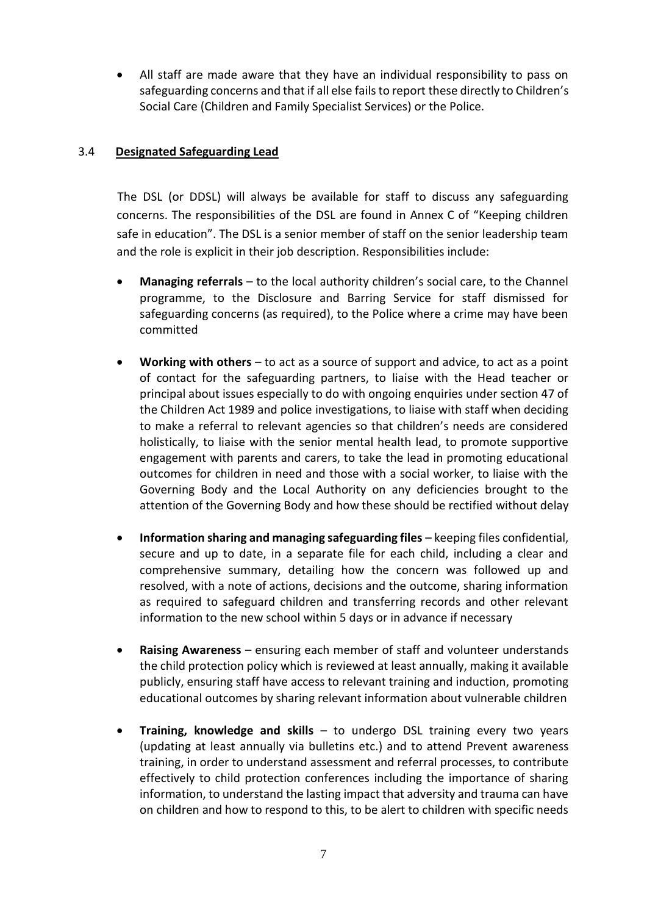- All staff are made aware that they have an individual responsibility to pass on safeguarding concerns and that if all else fails to report these directly to Children's Social Care (Children and Family Specialist Services) or the Police.

### 3.4 **Designated Safeguarding Lead**

The DSL (or DDSL) will always be available for staff to discuss any safeguarding concerns. The responsibilities of the DSL are found in Annex C of "Keeping children safe in education". The DSL is a senior member of staff on the senior leadership team and the role is explicit in their job description. Responsibilities include:

- **Managing referrals** – to the local authority children's social care, to the Channel programme, to the Disclosure and Barring Service for staff dismissed for safeguarding concerns (as required), to the Police where a crime may have been committed

- **Working with others** – to act as a source of support and advice, to act as a point of contact for the safeguarding partners, to liaise with the Head teacher or principal about issues especially to do with ongoing enquiries under section 47 of the Children Act 1989 and police investigations, to liaise with staff when deciding to make a referral to relevant agencies so that children's needs are considered holistically, to liaise with the senior mental health lead, to promote supportive engagement with parents and carers, to take the lead in promoting educational outcomes for children in need and those with a social worker, to liaise with the Governing Body and the Local Authority on any deficiencies brought to the attention of the Governing Body and how these should be rectified without delay

- **Information sharing and managing safeguarding files** – keeping files confidential, secure and up to date, in a separate file for each child, including a clear and comprehensive summary, detailing how the concern was followed up and resolved, with a note of actions, decisions and the outcome, sharing information as required to safeguard children and transferring records and other relevant information to the new school within 5 days or in advance if necessary

- **Raising Awareness** – ensuring each member of staff and volunteer understands the child protection policy which is reviewed at least annually, making it available publicly, ensuring staff have access to relevant training and induction, promoting educational outcomes by sharing relevant information about vulnerable children

- **Training, knowledge and skills** – to undergo DSL training every two years (updating at least annually via bulletins etc.) and to attend Prevent awareness training, in order to understand assessment and referral processes, to contribute effectively to child protection conferences including the importance of sharing information, to understand the lasting impact that adversity and trauma can have on children and how to respond to this, to be alert to children with specific needs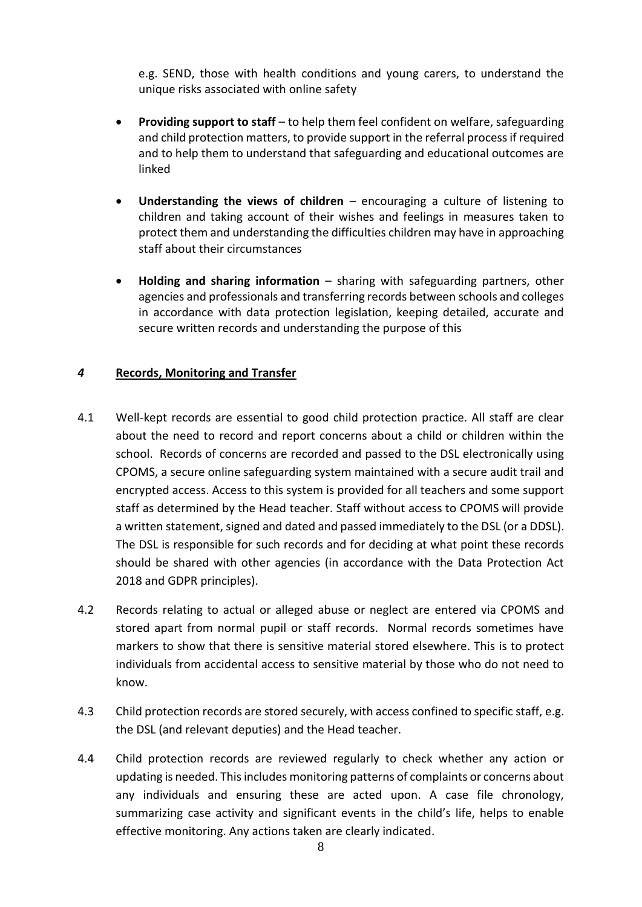e.g. SEND, those with health conditions and young carers, to understand the unique risks associated with online safety

- **Providing support to staff** – to help them feel confident on welfare, safeguarding and child protection matters, to provide support in the referral process if required and to help them to understand that safeguarding and educational outcomes are linked
- **Understanding the views of children** – encouraging a culture of listening to children and taking account of their wishes and feelings in measures taken to protect them and understanding the difficulties children may have in approaching staff about their circumstances
- **Holding and sharing information** – sharing with safeguarding partners, other agencies and professionals and transferring records between schools and colleges in accordance with data protection legislation, keeping detailed, accurate and secure written records and understanding the purpose of this

## *4* Records, Monitoring and Transfer

4.1 Well-kept records are essential to good child protection practice. All staff are clear about the need to record and report concerns about a child or children within the school. Records of concerns are recorded and passed to the DSL electronically using CPOMS, a secure online safeguarding system maintained with a secure audit trail and encrypted access. Access to this system is provided for all teachers and some support staff as determined by the Head teacher. Staff without access to CPOMS will provide a written statement, signed and dated and passed immediately to the DSL (or a DDSL). The DSL is responsible for such records and for deciding at what point these records should be shared with other agencies (in accordance with the Data Protection Act 2018 and GDPR principles).

4.2 Records relating to actual or alleged abuse or neglect are entered via CPOMS and stored apart from normal pupil or staff records. Normal records sometimes have markers to show that there is sensitive material stored elsewhere. This is to protect individuals from accidental access to sensitive material by those who do not need to know.

4.3 Child protection records are stored securely, with access confined to specific staff, e.g. the DSL (and relevant deputies) and the Head teacher.

4.4 Child protection records are reviewed regularly to check whether any action or updating is needed. This includes monitoring patterns of complaints or concerns about any individuals and ensuring these are acted upon. A case file chronology, summarizing case activity and significant events in the child's life, helps to enable effective monitoring. Any actions taken are clearly indicated.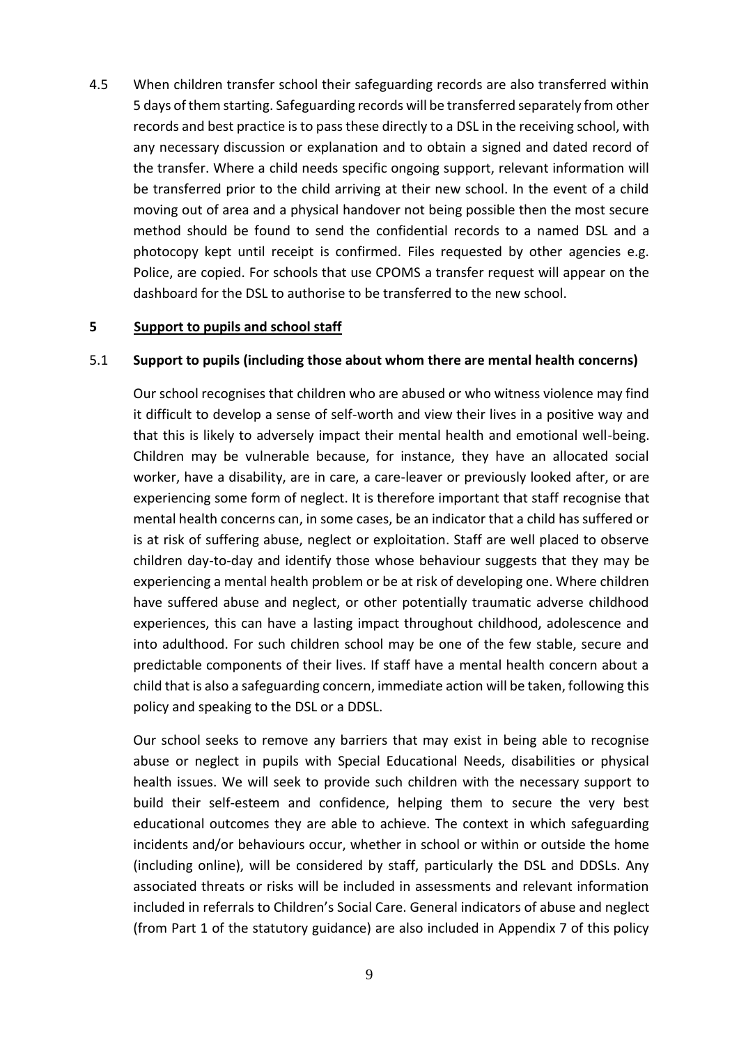4.5 When children transfer school their safeguarding records are also transferred within 5 days of them starting. Safeguarding records will be transferred separately from other records and best practice is to pass these directly to a DSL in the receiving school, with any necessary discussion or explanation and to obtain a signed and dated record of the transfer. Where a child needs specific ongoing support, relevant information will be transferred prior to the child arriving at their new school. In the event of a child moving out of area and a physical handover not being possible then the most secure method should be found to send the confidential records to a named DSL and a photocopy kept until receipt is confirmed. Files requested by other agencies e.g. Police, are copied. For schools that use CPOMS a transfer request will appear on the dashboard for the DSL to authorise to be transferred to the new school.

## 5 Support to pupils and school staff

### 5.1 Support to pupils (including those about whom there are mental health concerns)

Our school recognises that children who are abused or who witness violence may find it difficult to develop a sense of self-worth and view their lives in a positive way and that this is likely to adversely impact their mental health and emotional well-being. Children may be vulnerable because, for instance, they have an allocated social worker, have a disability, are in care, a care-leaver or previously looked after, or are experiencing some form of neglect. It is therefore important that staff recognise that mental health concerns can, in some cases, be an indicator that a child has suffered or is at risk of suffering abuse, neglect or exploitation. Staff are well placed to observe children day-to-day and identify those whose behaviour suggests that they may be experiencing a mental health problem or be at risk of developing one. Where children have suffered abuse and neglect, or other potentially traumatic adverse childhood experiences, this can have a lasting impact throughout childhood, adolescence and into adulthood. For such children school may be one of the few stable, secure and predictable components of their lives. If staff have a mental health concern about a child that is also a safeguarding concern, immediate action will be taken, following this policy and speaking to the DSL or a DDSL.

Our school seeks to remove any barriers that may exist in being able to recognise abuse or neglect in pupils with Special Educational Needs, disabilities or physical health issues. We will seek to provide such children with the necessary support to build their self-esteem and confidence, helping them to secure the very best educational outcomes they are able to achieve. The context in which safeguarding incidents and/or behaviours occur, whether in school or within or outside the home (including online), will be considered by staff, particularly the DSL and DDSLs. Any associated threats or risks will be included in assessments and relevant information included in referrals to Children's Social Care. General indicators of abuse and neglect (from Part 1 of the statutory guidance) are also included in Appendix 7 of this policy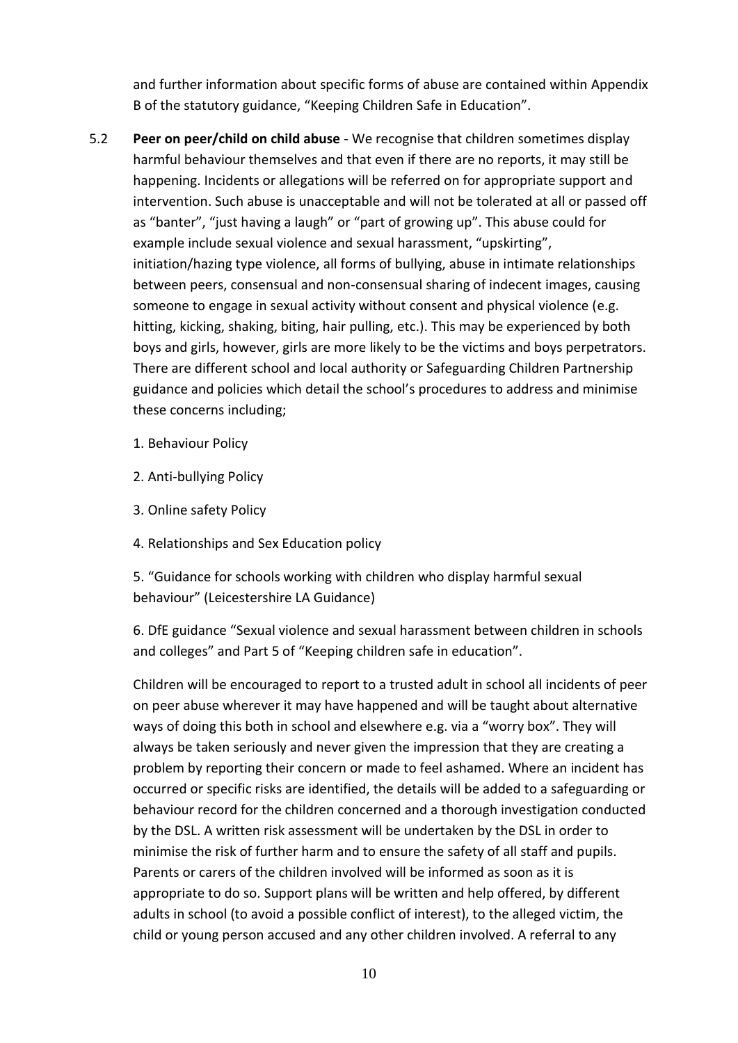and further information about specific forms of abuse are contained within Appendix B of the statutory guidance, "Keeping Children Safe in Education".

5.2 **Peer on peer/child on child abuse** - We recognise that children sometimes display harmful behaviour themselves and that even if there are no reports, it may still be happening. Incidents or allegations will be referred on for appropriate support and intervention. Such abuse is unacceptable and will not be tolerated at all or passed off as "banter", "just having a laugh" or "part of growing up". This abuse could for example include sexual violence and sexual harassment, "upskirting", initiation/hazing type violence, all forms of bullying, abuse in intimate relationships between peers, consensual and non-consensual sharing of indecent images, causing someone to engage in sexual activity without consent and physical violence (e.g. hitting, kicking, shaking, biting, hair pulling, etc.). This may be experienced by both boys and girls, however, girls are more likely to be the victims and boys perpetrators. There are different school and local authority or Safeguarding Children Partnership guidance and policies which detail the school's procedures to address and minimise these concerns including;

1. Behaviour Policy

2. Anti-bullying Policy

3. Online safety Policy

4. Relationships and Sex Education policy

5. "Guidance for schools working with children who display harmful sexual behaviour" (Leicestershire LA Guidance)

6. DfE guidance "Sexual violence and sexual harassment between children in schools and colleges" and Part 5 of "Keeping children safe in education".

Children will be encouraged to report to a trusted adult in school all incidents of peer on peer abuse wherever it may have happened and will be taught about alternative ways of doing this both in school and elsewhere e.g. via a "worry box". They will always be taken seriously and never given the impression that they are creating a problem by reporting their concern or made to feel ashamed. Where an incident has occurred or specific risks are identified, the details will be added to a safeguarding or behaviour record for the children concerned and a thorough investigation conducted by the DSL. A written risk assessment will be undertaken by the DSL in order to minimise the risk of further harm and to ensure the safety of all staff and pupils. Parents or carers of the children involved will be informed as soon as it is appropriate to do so. Support plans will be written and help offered, by different adults in school (to avoid a possible conflict of interest), to the alleged victim, the child or young person accused and any other children involved. A referral to any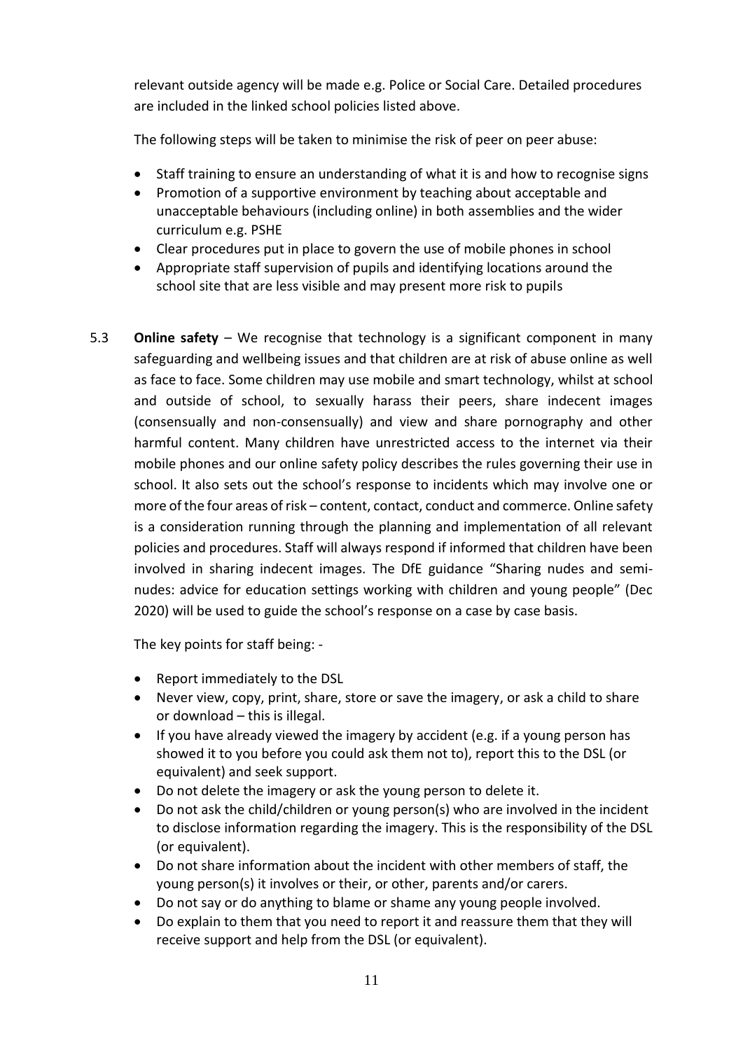relevant outside agency will be made e.g. Police or Social Care. Detailed procedures are included in the linked school policies listed above.

The following steps will be taken to minimise the risk of peer on peer abuse:

- Staff training to ensure an understanding of what it is and how to recognise signs
- Promotion of a supportive environment by teaching about acceptable and unacceptable behaviours (including online) in both assemblies and the wider curriculum e.g. PSHE
- Clear procedures put in place to govern the use of mobile phones in school
- Appropriate staff supervision of pupils and identifying locations around the school site that are less visible and may present more risk to pupils

5.3 **Online safety** – We recognise that technology is a significant component in many safeguarding and wellbeing issues and that children are at risk of abuse online as well as face to face. Some children may use mobile and smart technology, whilst at school and outside of school, to sexually harass their peers, share indecent images (consensually and non-consensually) and view and share pornography and other harmful content. Many children have unrestricted access to the internet via their mobile phones and our online safety policy describes the rules governing their use in school. It also sets out the school's response to incidents which may involve one or more of the four areas of risk – content, contact, conduct and commerce. Online safety is a consideration running through the planning and implementation of all relevant policies and procedures. Staff will always respond if informed that children have been involved in sharing indecent images. The DfE guidance "Sharing nudes and semi-nudes: advice for education settings working with children and young people" (Dec 2020) will be used to guide the school's response on a case by case basis.

The key points for staff being: -

- Report immediately to the DSL
- Never view, copy, print, share, store or save the imagery, or ask a child to share or download – this is illegal.
- If you have already viewed the imagery by accident (e.g. if a young person has showed it to you before you could ask them not to), report this to the DSL (or equivalent) and seek support.
- Do not delete the imagery or ask the young person to delete it.
- Do not ask the child/children or young person(s) who are involved in the incident to disclose information regarding the imagery. This is the responsibility of the DSL (or equivalent).
- Do not share information about the incident with other members of staff, the young person(s) it involves or their, or other, parents and/or carers.
- Do not say or do anything to blame or shame any young people involved.
- Do explain to them that you need to report it and reassure them that they will receive support and help from the DSL (or equivalent).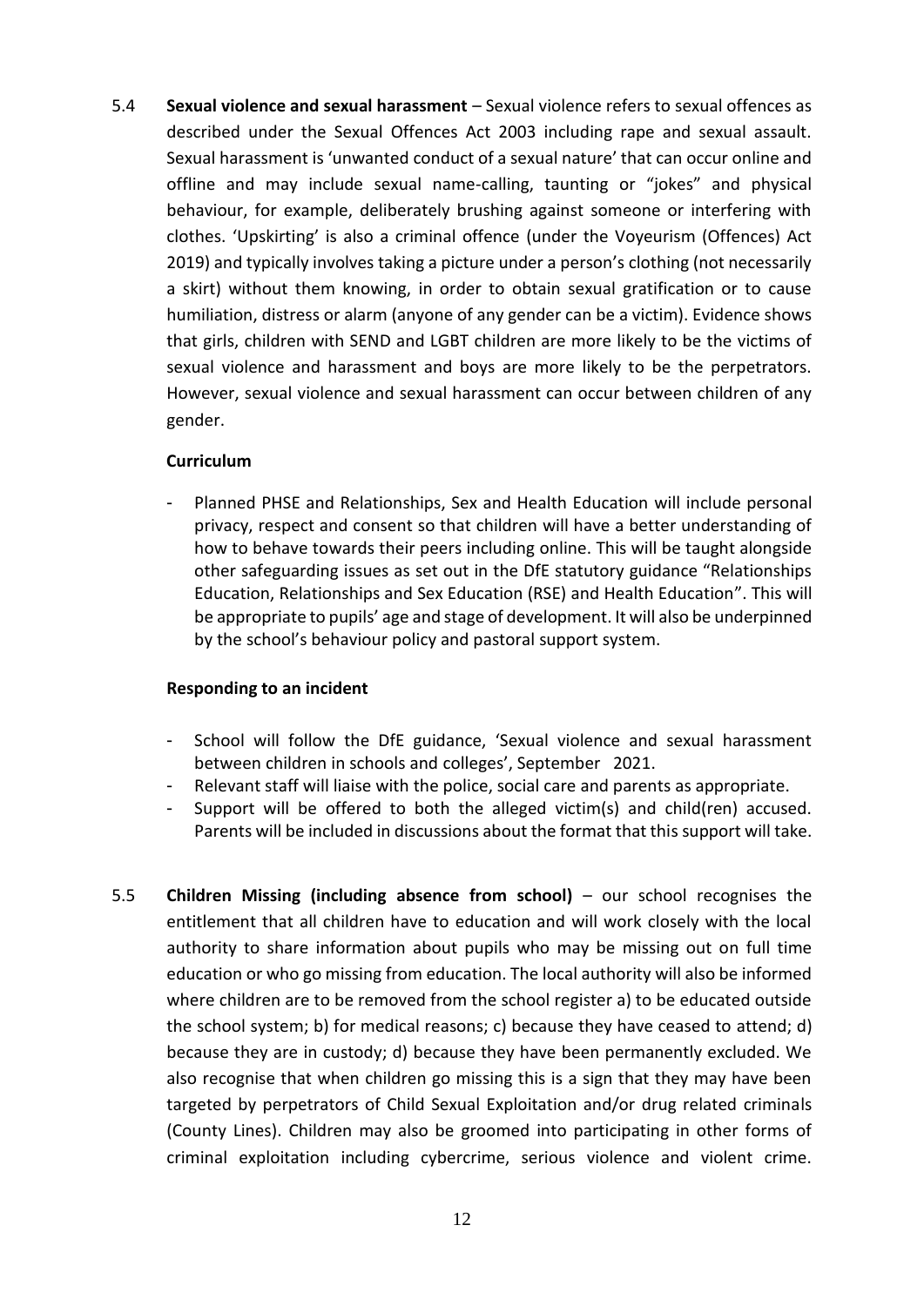5.4 **Sexual violence and sexual harassment** – Sexual violence refers to sexual offences as described under the Sexual Offences Act 2003 including rape and sexual assault. Sexual harassment is 'unwanted conduct of a sexual nature' that can occur online and offline and may include sexual name-calling, taunting or "jokes" and physical behaviour, for example, deliberately brushing against someone or interfering with clothes. 'Upskirting' is also a criminal offence (under the Voyeurism (Offences) Act 2019) and typically involves taking a picture under a person's clothing (not necessarily a skirt) without them knowing, in order to obtain sexual gratification or to cause humiliation, distress or alarm (anyone of any gender can be a victim). Evidence shows that girls, children with SEND and LGBT children are more likely to be the victims of sexual violence and harassment and boys are more likely to be the perpetrators. However, sexual violence and sexual harassment can occur between children of any gender.

**Curriculum**

- Planned PHSE and Relationships, Sex and Health Education will include personal privacy, respect and consent so that children will have a better understanding of how to behave towards their peers including online. This will be taught alongside other safeguarding issues as set out in the DfE statutory guidance "Relationships Education, Relationships and Sex Education (RSE) and Health Education". This will be appropriate to pupils' age and stage of development. It will also be underpinned by the school's behaviour policy and pastoral support system.

**Responding to an incident**

- School will follow the DfE guidance, 'Sexual violence and sexual harassment between children in schools and colleges', September 2021.
- Relevant staff will liaise with the police, social care and parents as appropriate.
- Support will be offered to both the alleged victim(s) and child(ren) accused. Parents will be included in discussions about the format that this support will take.

5.5 **Children Missing (including absence from school)** – our school recognises the entitlement that all children have to education and will work closely with the local authority to share information about pupils who may be missing out on full time education or who go missing from education. The local authority will also be informed where children are to be removed from the school register a) to be educated outside the school system; b) for medical reasons; c) because they have ceased to attend; d) because they are in custody; d) because they have been permanently excluded. We also recognise that when children go missing this is a sign that they may have been targeted by perpetrators of Child Sexual Exploitation and/or drug related criminals (County Lines). Children may also be groomed into participating in other forms of criminal exploitation including cybercrime, serious violence and violent crime.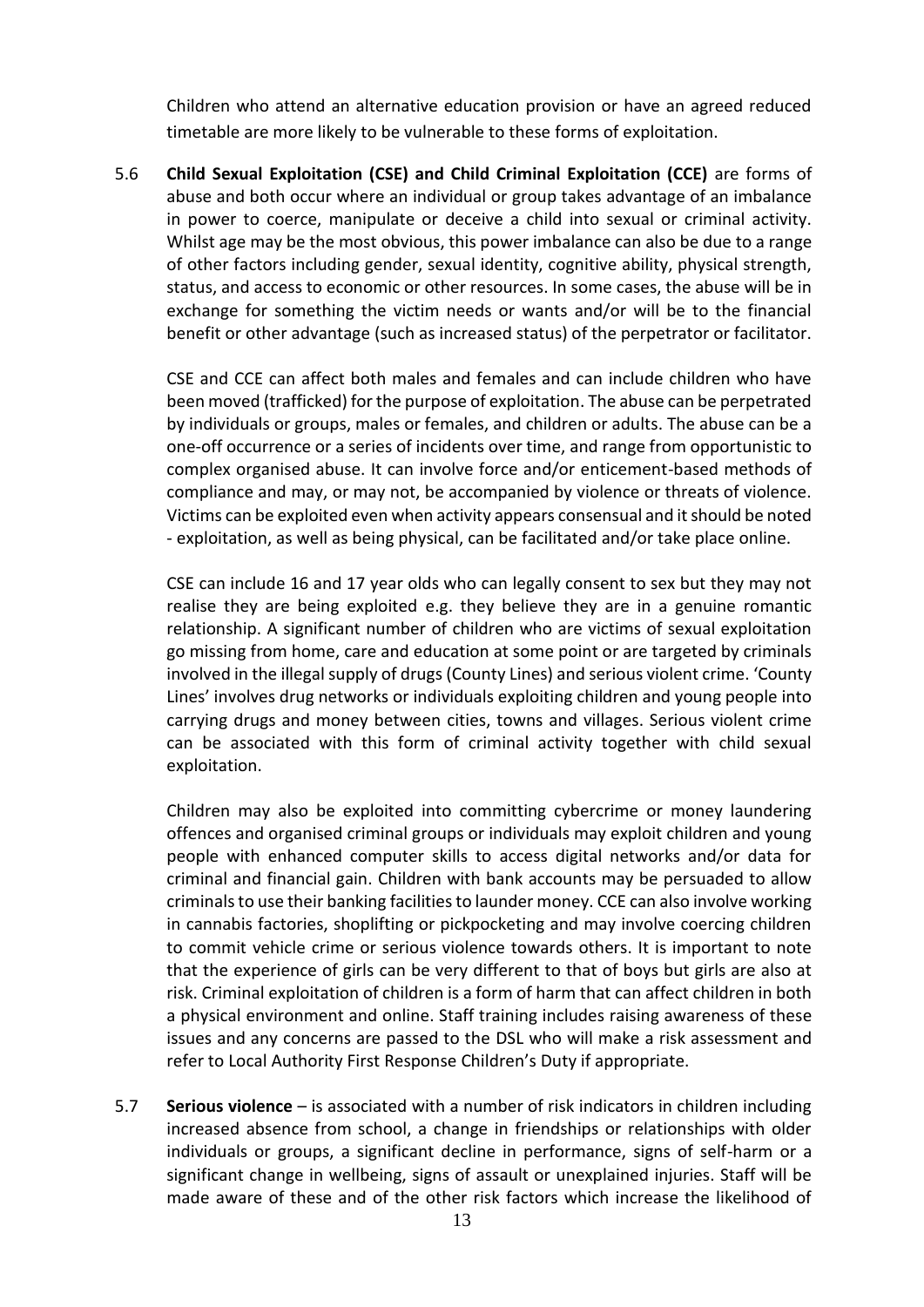Children who attend an alternative education provision or have an agreed reduced timetable are more likely to be vulnerable to these forms of exploitation.

5.6 **Child Sexual Exploitation (CSE) and Child Criminal Exploitation (CCE)** are forms of abuse and both occur where an individual or group takes advantage of an imbalance in power to coerce, manipulate or deceive a child into sexual or criminal activity. Whilst age may be the most obvious, this power imbalance can also be due to a range of other factors including gender, sexual identity, cognitive ability, physical strength, status, and access to economic or other resources. In some cases, the abuse will be in exchange for something the victim needs or wants and/or will be to the financial benefit or other advantage (such as increased status) of the perpetrator or facilitator.

CSE and CCE can affect both males and females and can include children who have been moved (trafficked) for the purpose of exploitation. The abuse can be perpetrated by individuals or groups, males or females, and children or adults. The abuse can be a one-off occurrence or a series of incidents over time, and range from opportunistic to complex organised abuse. It can involve force and/or enticement-based methods of compliance and may, or may not, be accompanied by violence or threats of violence. Victims can be exploited even when activity appears consensual and it should be noted - exploitation, as well as being physical, can be facilitated and/or take place online.

CSE can include 16 and 17 year olds who can legally consent to sex but they may not realise they are being exploited e.g. they believe they are in a genuine romantic relationship. A significant number of children who are victims of sexual exploitation go missing from home, care and education at some point or are targeted by criminals involved in the illegal supply of drugs (County Lines) and serious violent crime. 'County Lines' involves drug networks or individuals exploiting children and young people into carrying drugs and money between cities, towns and villages. Serious violent crime can be associated with this form of criminal activity together with child sexual exploitation.

Children may also be exploited into committing cybercrime or money laundering offences and organised criminal groups or individuals may exploit children and young people with enhanced computer skills to access digital networks and/or data for criminal and financial gain. Children with bank accounts may be persuaded to allow criminals to use their banking facilities to launder money. CCE can also involve working in cannabis factories, shoplifting or pickpocketing and may involve coercing children to commit vehicle crime or serious violence towards others. It is important to note that the experience of girls can be very different to that of boys but girls are also at risk. Criminal exploitation of children is a form of harm that can affect children in both a physical environment and online. Staff training includes raising awareness of these issues and any concerns are passed to the DSL who will make a risk assessment and refer to Local Authority First Response Children's Duty if appropriate.

5.7 **Serious violence** – is associated with a number of risk indicators in children including increased absence from school, a change in friendships or relationships with older individuals or groups, a significant decline in performance, signs of self-harm or a significant change in wellbeing, signs of assault or unexplained injuries. Staff will be made aware of these and of the other risk factors which increase the likelihood of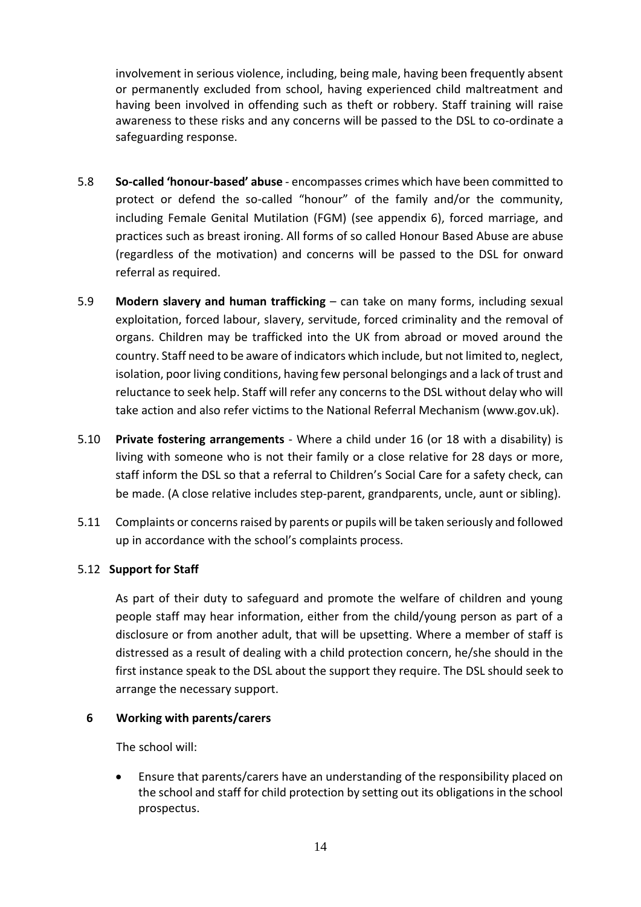involvement in serious violence, including, being male, having been frequently absent or permanently excluded from school, having experienced child maltreatment and having been involved in offending such as theft or robbery. Staff training will raise awareness to these risks and any concerns will be passed to the DSL to co-ordinate a safeguarding response.

5.8 **So-called 'honour-based' abuse** - encompasses crimes which have been committed to protect or defend the so-called "honour" of the family and/or the community, including Female Genital Mutilation (FGM) (see appendix 6), forced marriage, and practices such as breast ironing. All forms of so called Honour Based Abuse are abuse (regardless of the motivation) and concerns will be passed to the DSL for onward referral as required.

5.9 **Modern slavery and human trafficking** – can take on many forms, including sexual exploitation, forced labour, slavery, servitude, forced criminality and the removal of organs. Children may be trafficked into the UK from abroad or moved around the country. Staff need to be aware of indicators which include, but not limited to, neglect, isolation, poor living conditions, having few personal belongings and a lack of trust and reluctance to seek help. Staff will refer any concerns to the DSL without delay who will take action and also refer victims to the National Referral Mechanism (www.gov.uk).

5.10 **Private fostering arrangements** - Where a child under 16 (or 18 with a disability) is living with someone who is not their family or a close relative for 28 days or more, staff inform the DSL so that a referral to Children's Social Care for a safety check, can be made. (A close relative includes step-parent, grandparents, uncle, aunt or sibling).

5.11 Complaints or concerns raised by parents or pupils will be taken seriously and followed up in accordance with the school's complaints process.

5.12 **Support for Staff**

As part of their duty to safeguard and promote the welfare of children and young people staff may hear information, either from the child/young person as part of a disclosure or from another adult, that will be upsetting. Where a member of staff is distressed as a result of dealing with a child protection concern, he/she should in the first instance speak to the DSL about the support they require. The DSL should seek to arrange the necessary support.

## 6 Working with parents/carers

The school will:

- Ensure that parents/carers have an understanding of the responsibility placed on the school and staff for child protection by setting out its obligations in the school prospectus.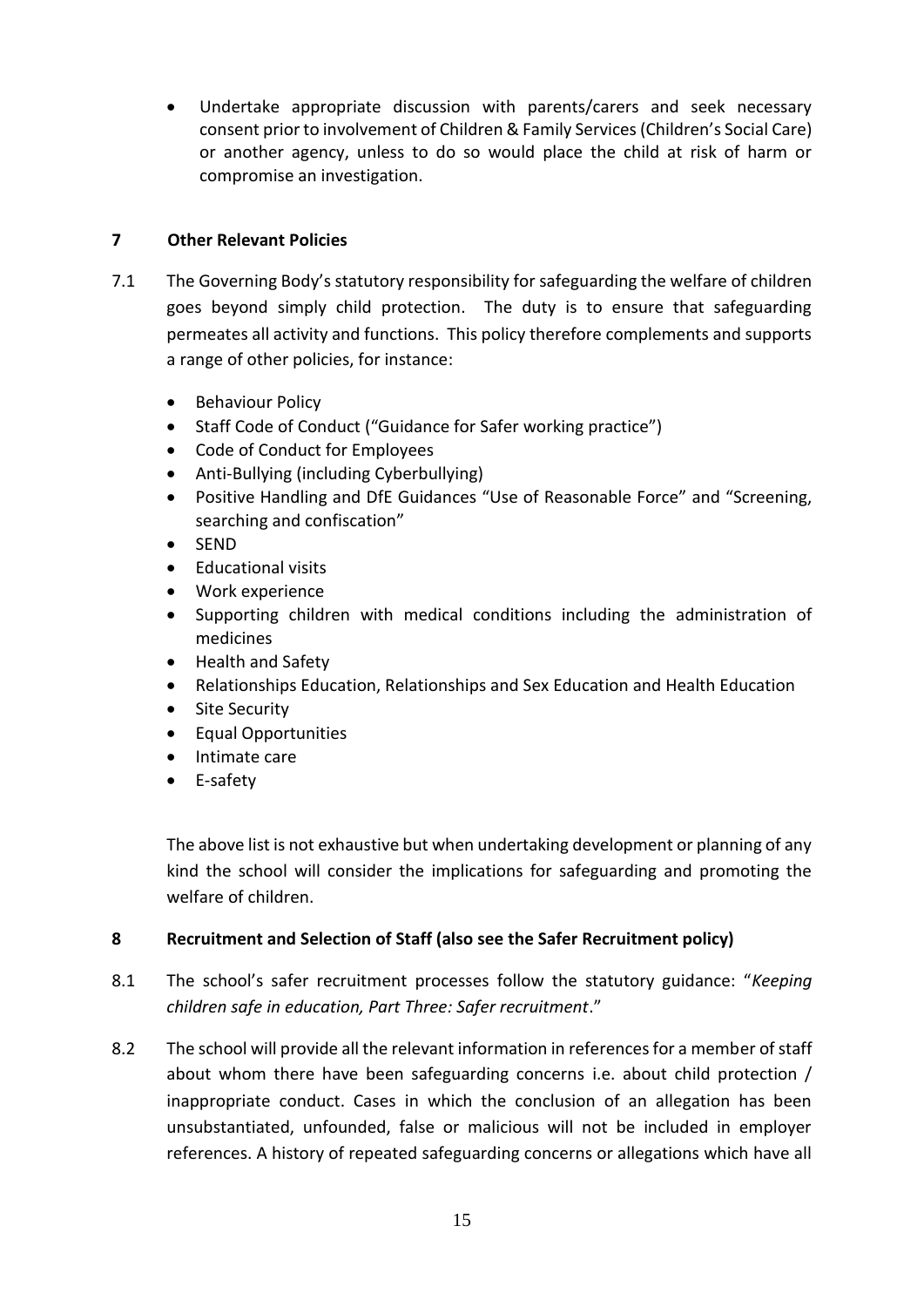- Undertake appropriate discussion with parents/carers and seek necessary consent prior to involvement of Children & Family Services (Children's Social Care) or another agency, unless to do so would place the child at risk of harm or compromise an investigation.

## 7 Other Relevant Policies

7.1 The Governing Body's statutory responsibility for safeguarding the welfare of children goes beyond simply child protection. The duty is to ensure that safeguarding permeates all activity and functions. This policy therefore complements and supports a range of other policies, for instance:

- Behaviour Policy
- Staff Code of Conduct ("Guidance for Safer working practice")
- Code of Conduct for Employees
- Anti-Bullying (including Cyberbullying)
- Positive Handling and DfE Guidances "Use of Reasonable Force" and "Screening, searching and confiscation"
- SEND
- Educational visits
- Work experience
- Supporting children with medical conditions including the administration of medicines
- Health and Safety
- Relationships Education, Relationships and Sex Education and Health Education
- Site Security
- Equal Opportunities
- Intimate care
- E-safety

The above list is not exhaustive but when undertaking development or planning of any kind the school will consider the implications for safeguarding and promoting the welfare of children.

## 8 Recruitment and Selection of Staff (also see the Safer Recruitment policy)

8.1 The school's safer recruitment processes follow the statutory guidance: "*Keeping children safe in education, Part Three: Safer recruitment*."

8.2 The school will provide all the relevant information in references for a member of staff about whom there have been safeguarding concerns i.e. about child protection / inappropriate conduct. Cases in which the conclusion of an allegation has been unsubstantiated, unfounded, false or malicious will not be included in employer references. A history of repeated safeguarding concerns or allegations which have all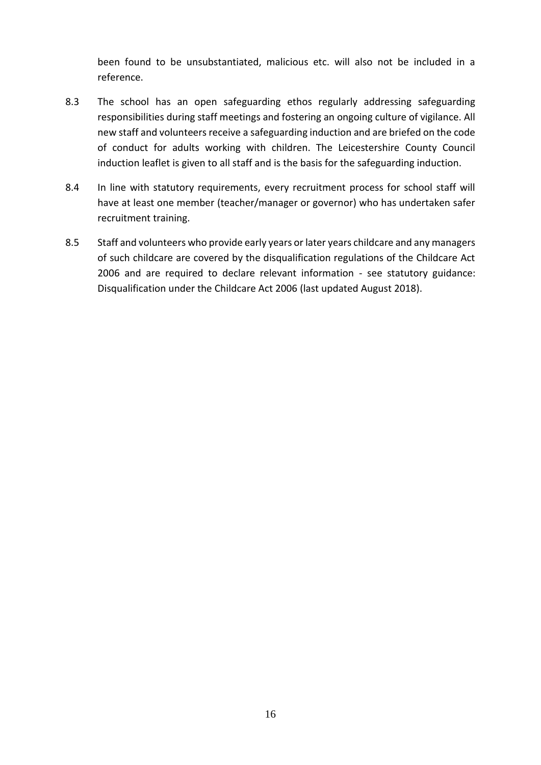been found to be unsubstantiated, malicious etc. will also not be included in a reference.

8.3 The school has an open safeguarding ethos regularly addressing safeguarding responsibilities during staff meetings and fostering an ongoing culture of vigilance. All new staff and volunteers receive a safeguarding induction and are briefed on the code of conduct for adults working with children. The Leicestershire County Council induction leaflet is given to all staff and is the basis for the safeguarding induction.

8.4 In line with statutory requirements, every recruitment process for school staff will have at least one member (teacher/manager or governor) who has undertaken safer recruitment training.

8.5 Staff and volunteers who provide early years or later years childcare and any managers of such childcare are covered by the disqualification regulations of the Childcare Act 2006 and are required to declare relevant information - see statutory guidance: Disqualification under the Childcare Act 2006 (last updated August 2018).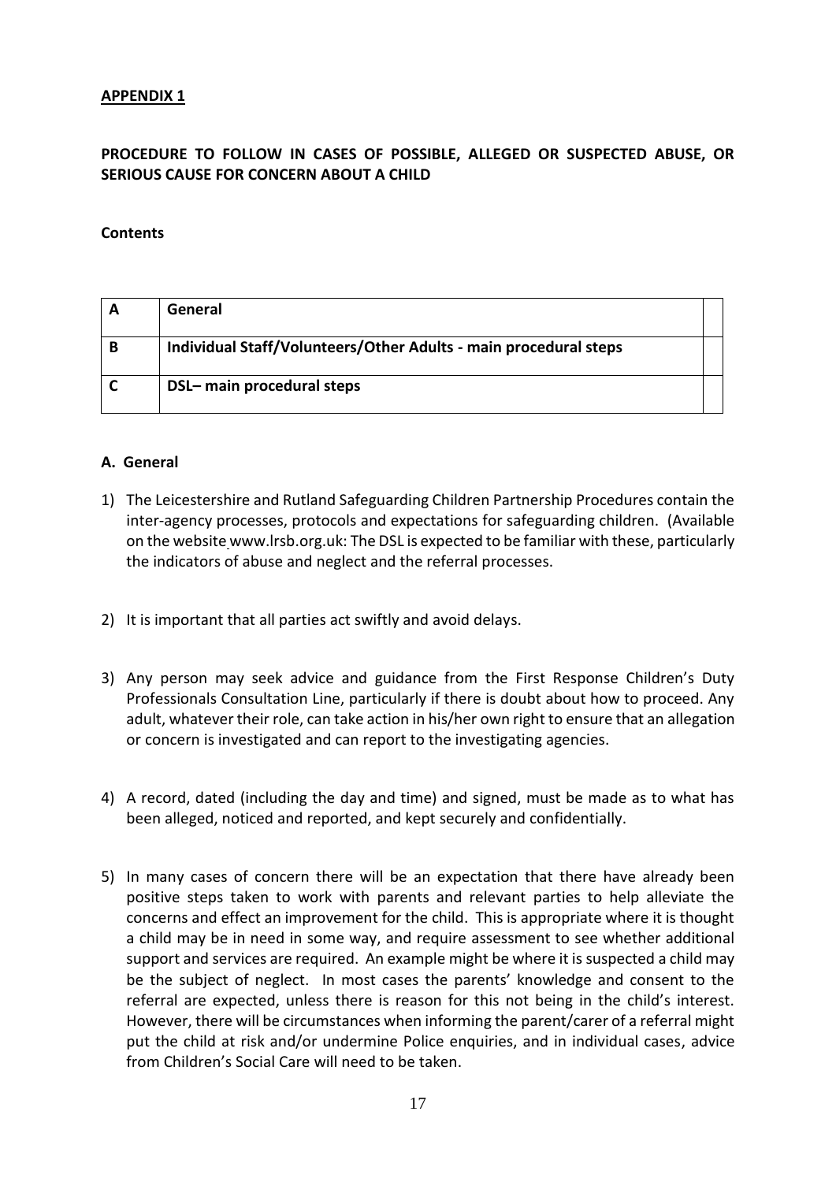**APPENDIX 1**

**PROCEDURE TO FOLLOW IN CASES OF POSSIBLE, ALLEGED OR SUSPECTED ABUSE, OR SERIOUS CAUSE FOR CONCERN ABOUT A CHILD**

**Contents**

| A | General | |
|---|---|---|
| B | Individual Staff/Volunteers/Other Adults - main procedural steps | |
| C | DSL– main procedural steps | |

**A. General**

1) The Leicestershire and Rutland Safeguarding Children Partnership Procedures contain the inter-agency processes, protocols and expectations for safeguarding children. (Available on the website www.lrsb.org.uk: The DSL is expected to be familiar with these, particularly the indicators of abuse and neglect and the referral processes.

2) It is important that all parties act swiftly and avoid delays.

3) Any person may seek advice and guidance from the First Response Children's Duty Professionals Consultation Line, particularly if there is doubt about how to proceed. Any adult, whatever their role, can take action in his/her own right to ensure that an allegation or concern is investigated and can report to the investigating agencies.

4) A record, dated (including the day and time) and signed, must be made as to what has been alleged, noticed and reported, and kept securely and confidentially.

5) In many cases of concern there will be an expectation that there have already been positive steps taken to work with parents and relevant parties to help alleviate the concerns and effect an improvement for the child. This is appropriate where it is thought a child may be in need in some way, and require assessment to see whether additional support and services are required. An example might be where it is suspected a child may be the subject of neglect. In most cases the parents' knowledge and consent to the referral are expected, unless there is reason for this not being in the child's interest. However, there will be circumstances when informing the parent/carer of a referral might put the child at risk and/or undermine Police enquiries, and in individual cases, advice from Children's Social Care will need to be taken.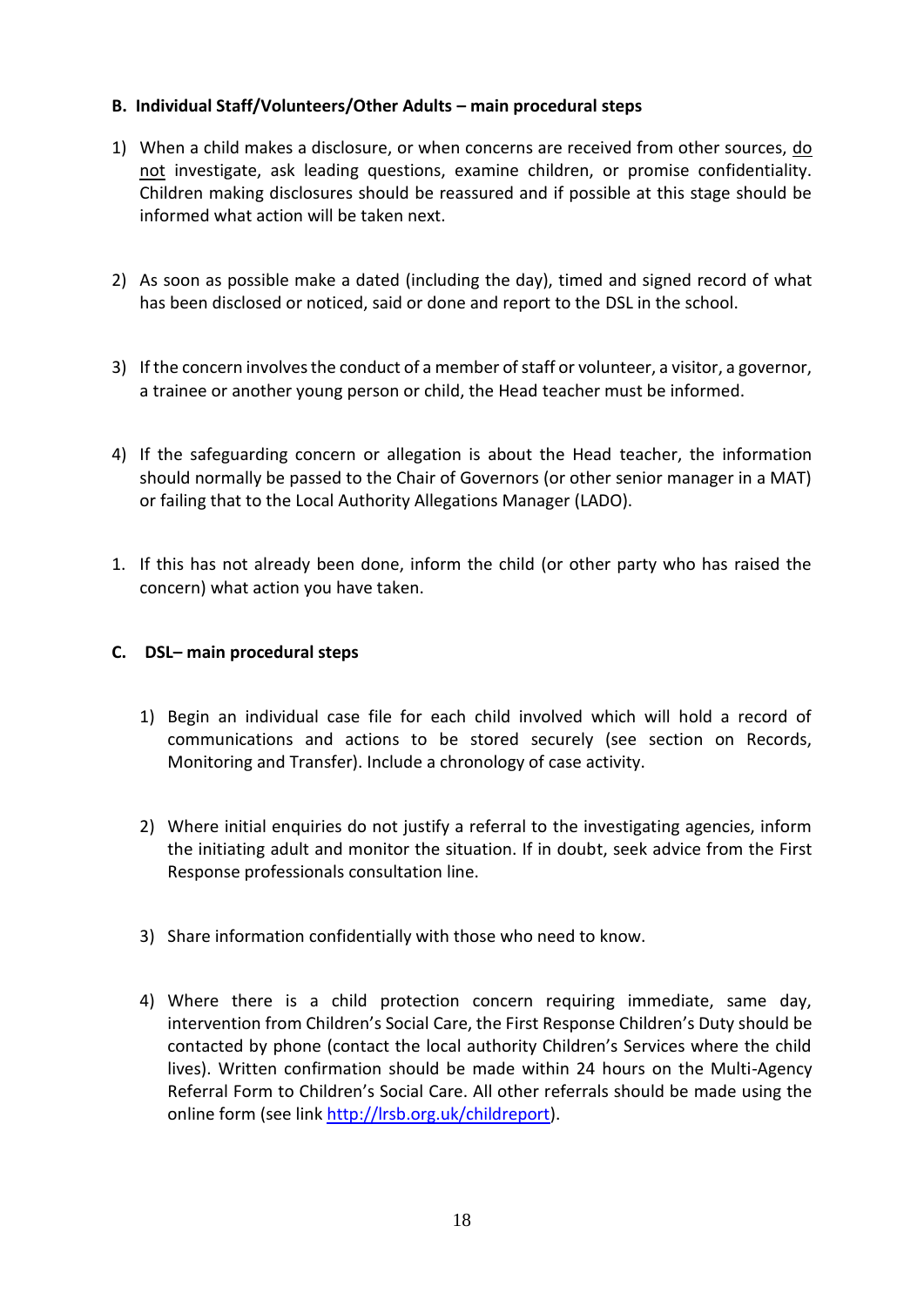**B. Individual Staff/Volunteers/Other Adults – main procedural steps**

1) When a child makes a disclosure, or when concerns are received from other sources, do not investigate, ask leading questions, examine children, or promise confidentiality. Children making disclosures should be reassured and if possible at this stage should be informed what action will be taken next.

2) As soon as possible make a dated (including the day), timed and signed record of what has been disclosed or noticed, said or done and report to the DSL in the school.

3) If the concern involves the conduct of a member of staff or volunteer, a visitor, a governor, a trainee or another young person or child, the Head teacher must be informed.

4) If the safeguarding concern or allegation is about the Head teacher, the information should normally be passed to the Chair of Governors (or other senior manager in a MAT) or failing that to the Local Authority Allegations Manager (LADO).

1. If this has not already been done, inform the child (or other party who has raised the concern) what action you have taken.

**C. DSL– main procedural steps**

1) Begin an individual case file for each child involved which will hold a record of communications and actions to be stored securely (see section on Records, Monitoring and Transfer). Include a chronology of case activity.

2) Where initial enquiries do not justify a referral to the investigating agencies, inform the initiating adult and monitor the situation. If in doubt, seek advice from the First Response professionals consultation line.

3) Share information confidentially with those who need to know.

4) Where there is a child protection concern requiring immediate, same day, intervention from Children's Social Care, the First Response Children's Duty should be contacted by phone (contact the local authority Children's Services where the child lives). Written confirmation should be made within 24 hours on the Multi-Agency Referral Form to Children's Social Care. All other referrals should be made using the online form (see link http://lrsb.org.uk/childreport).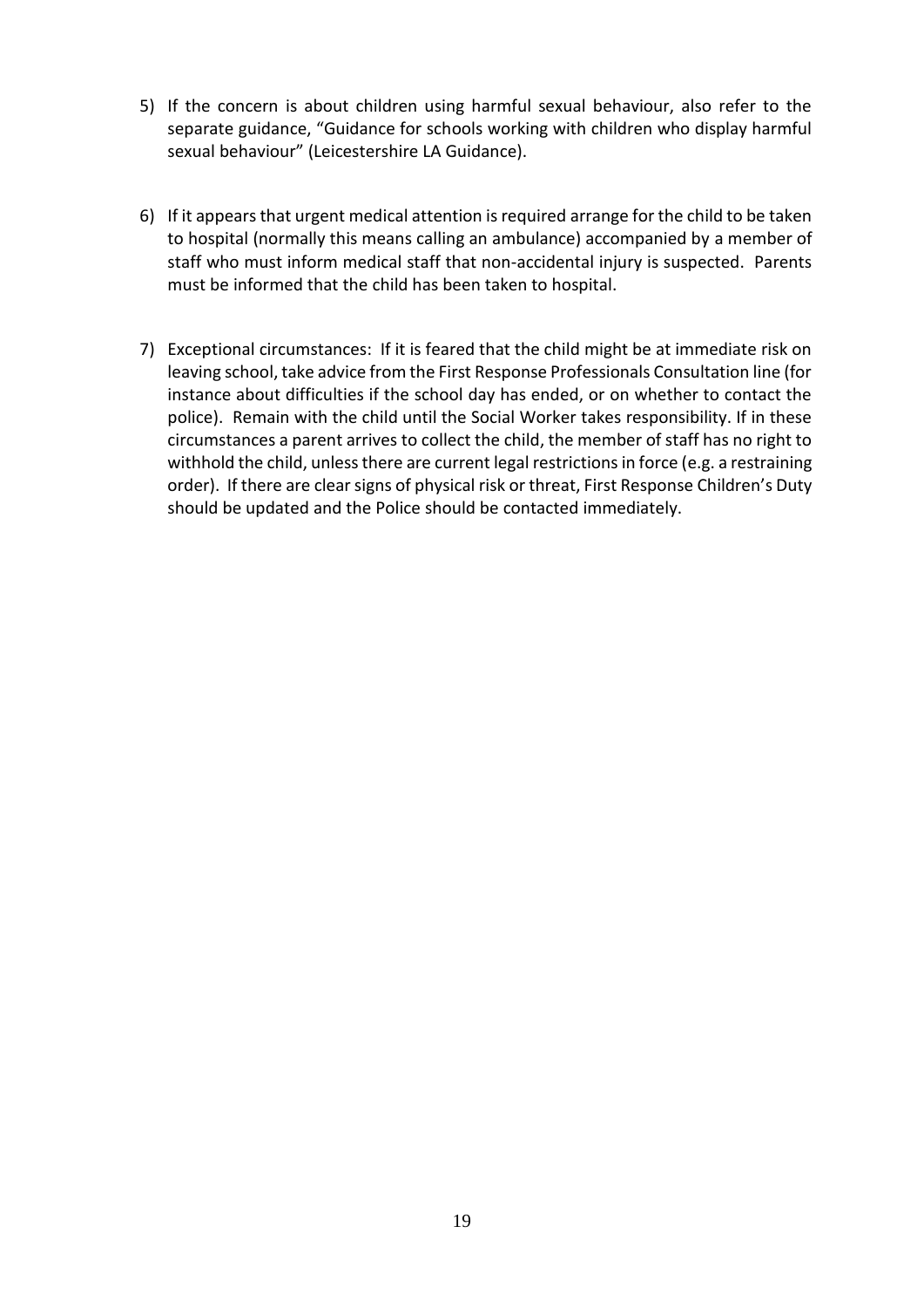5) If the concern is about children using harmful sexual behaviour, also refer to the separate guidance, "Guidance for schools working with children who display harmful sexual behaviour" (Leicestershire LA Guidance).

6) If it appears that urgent medical attention is required arrange for the child to be taken to hospital (normally this means calling an ambulance) accompanied by a member of staff who must inform medical staff that non-accidental injury is suspected. Parents must be informed that the child has been taken to hospital.

7) Exceptional circumstances: If it is feared that the child might be at immediate risk on leaving school, take advice from the First Response Professionals Consultation line (for instance about difficulties if the school day has ended, or on whether to contact the police). Remain with the child until the Social Worker takes responsibility. If in these circumstances a parent arrives to collect the child, the member of staff has no right to withhold the child, unless there are current legal restrictions in force (e.g. a restraining order). If there are clear signs of physical risk or threat, First Response Children's Duty should be updated and the Police should be contacted immediately.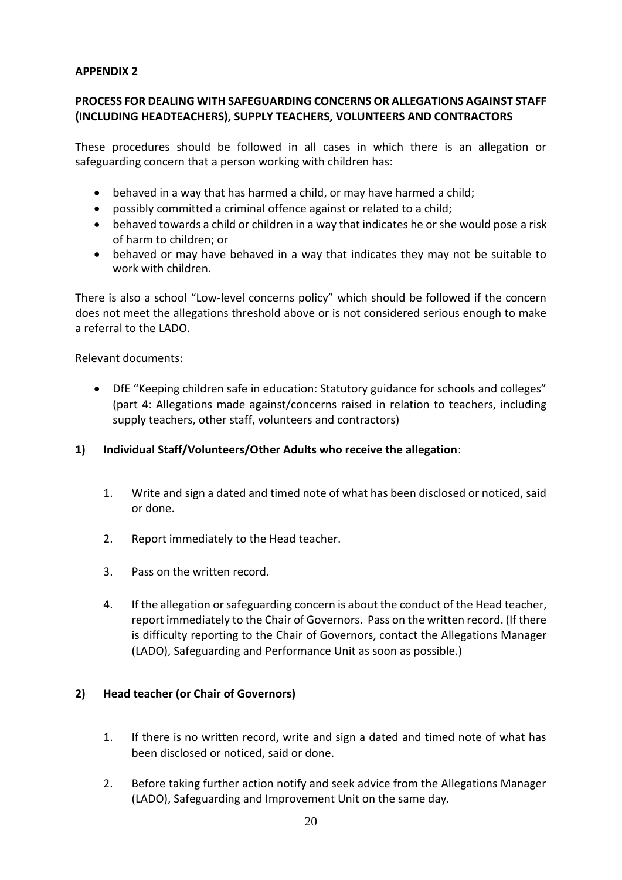**APPENDIX 2**

**PROCESS FOR DEALING WITH SAFEGUARDING CONCERNS OR ALLEGATIONS AGAINST STAFF (INCLUDING HEADTEACHERS), SUPPLY TEACHERS, VOLUNTEERS AND CONTRACTORS**

These procedures should be followed in all cases in which there is an allegation or safeguarding concern that a person working with children has:

- behaved in a way that has harmed a child, or may have harmed a child;
- possibly committed a criminal offence against or related to a child;
- behaved towards a child or children in a way that indicates he or she would pose a risk of harm to children; or
- behaved or may have behaved in a way that indicates they may not be suitable to work with children.

There is also a school "Low-level concerns policy" which should be followed if the concern does not meet the allegations threshold above or is not considered serious enough to make a referral to the LADO.

Relevant documents:

- DfE "Keeping children safe in education: Statutory guidance for schools and colleges" (part 4: Allegations made against/concerns raised in relation to teachers, including supply teachers, other staff, volunteers and contractors)

**1) Individual Staff/Volunteers/Other Adults who receive the allegation**:

1. Write and sign a dated and timed note of what has been disclosed or noticed, said or done.
2. Report immediately to the Head teacher.
3. Pass on the written record.
4. If the allegation or safeguarding concern is about the conduct of the Head teacher, report immediately to the Chair of Governors. Pass on the written record. (If there is difficulty reporting to the Chair of Governors, contact the Allegations Manager (LADO), Safeguarding and Performance Unit as soon as possible.)

**2) Head teacher (or Chair of Governors)**

1. If there is no written record, write and sign a dated and timed note of what has been disclosed or noticed, said or done.
2. Before taking further action notify and seek advice from the Allegations Manager (LADO), Safeguarding and Improvement Unit on the same day.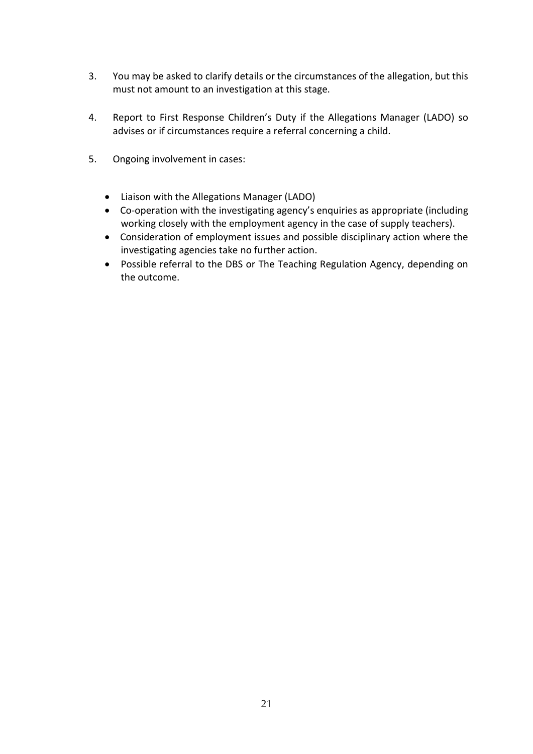3. You may be asked to clarify details or the circumstances of the allegation, but this must not amount to an investigation at this stage.

4. Report to First Response Children's Duty if the Allegations Manager (LADO) so advises or if circumstances require a referral concerning a child.

5. Ongoing involvement in cases:

    - Liaison with the Allegations Manager (LADO)
    - Co-operation with the investigating agency's enquiries as appropriate (including working closely with the employment agency in the case of supply teachers).
    - Consideration of employment issues and possible disciplinary action where the investigating agencies take no further action.
    - Possible referral to the DBS or The Teaching Regulation Agency, depending on the outcome.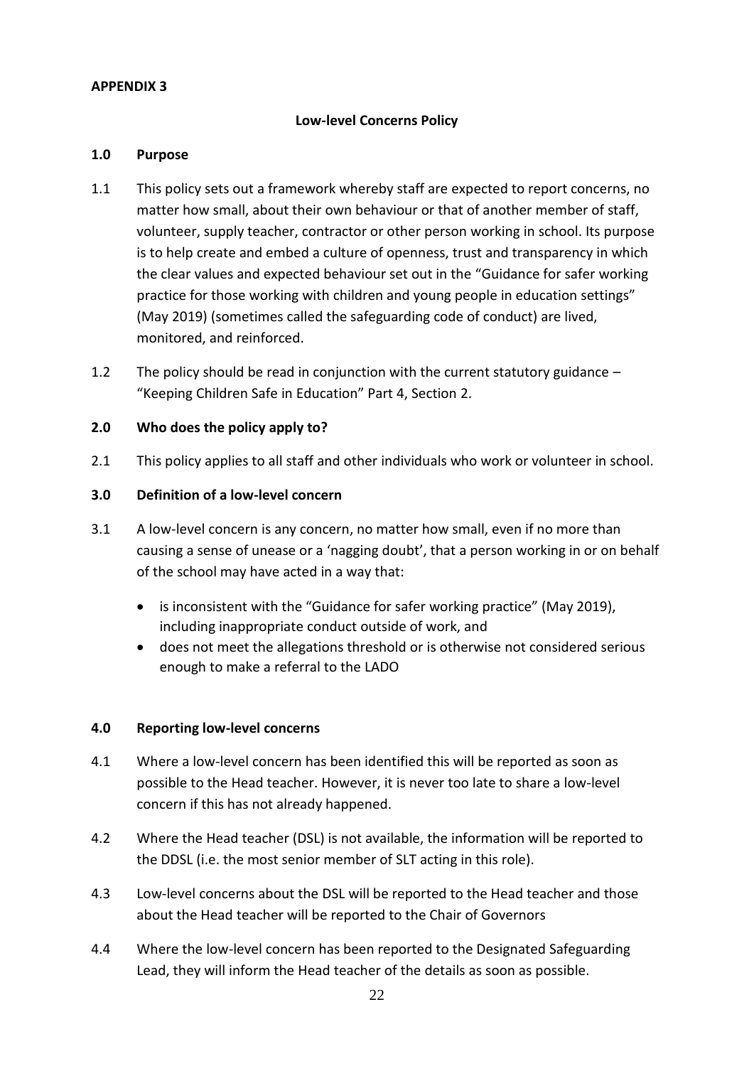**APPENDIX 3**

**Low-level Concerns Policy**

**1.0 Purpose**

1.1 This policy sets out a framework whereby staff are expected to report concerns, no matter how small, about their own behaviour or that of another member of staff, volunteer, supply teacher, contractor or other person working in school. Its purpose is to help create and embed a culture of openness, trust and transparency in which the clear values and expected behaviour set out in the "Guidance for safer working practice for those working with children and young people in education settings" (May 2019) (sometimes called the safeguarding code of conduct) are lived, monitored, and reinforced.

1.2 The policy should be read in conjunction with the current statutory guidance – "Keeping Children Safe in Education" Part 4, Section 2.

**2.0 Who does the policy apply to?**

2.1 This policy applies to all staff and other individuals who work or volunteer in school.

**3.0 Definition of a low-level concern**

3.1 A low-level concern is any concern, no matter how small, even if no more than causing a sense of unease or a 'nagging doubt', that a person working in or on behalf of the school may have acted in a way that:

- is inconsistent with the "Guidance for safer working practice" (May 2019), including inappropriate conduct outside of work, and
- does not meet the allegations threshold or is otherwise not considered serious enough to make a referral to the LADO

**4.0 Reporting low-level concerns**

4.1 Where a low-level concern has been identified this will be reported as soon as possible to the Head teacher. However, it is never too late to share a low-level concern if this has not already happened.

4.2 Where the Head teacher (DSL) is not available, the information will be reported to the DDSL (i.e. the most senior member of SLT acting in this role).

4.3 Low-level concerns about the DSL will be reported to the Head teacher and those about the Head teacher will be reported to the Chair of Governors

4.4 Where the low-level concern has been reported to the Designated Safeguarding Lead, they will inform the Head teacher of the details as soon as possible.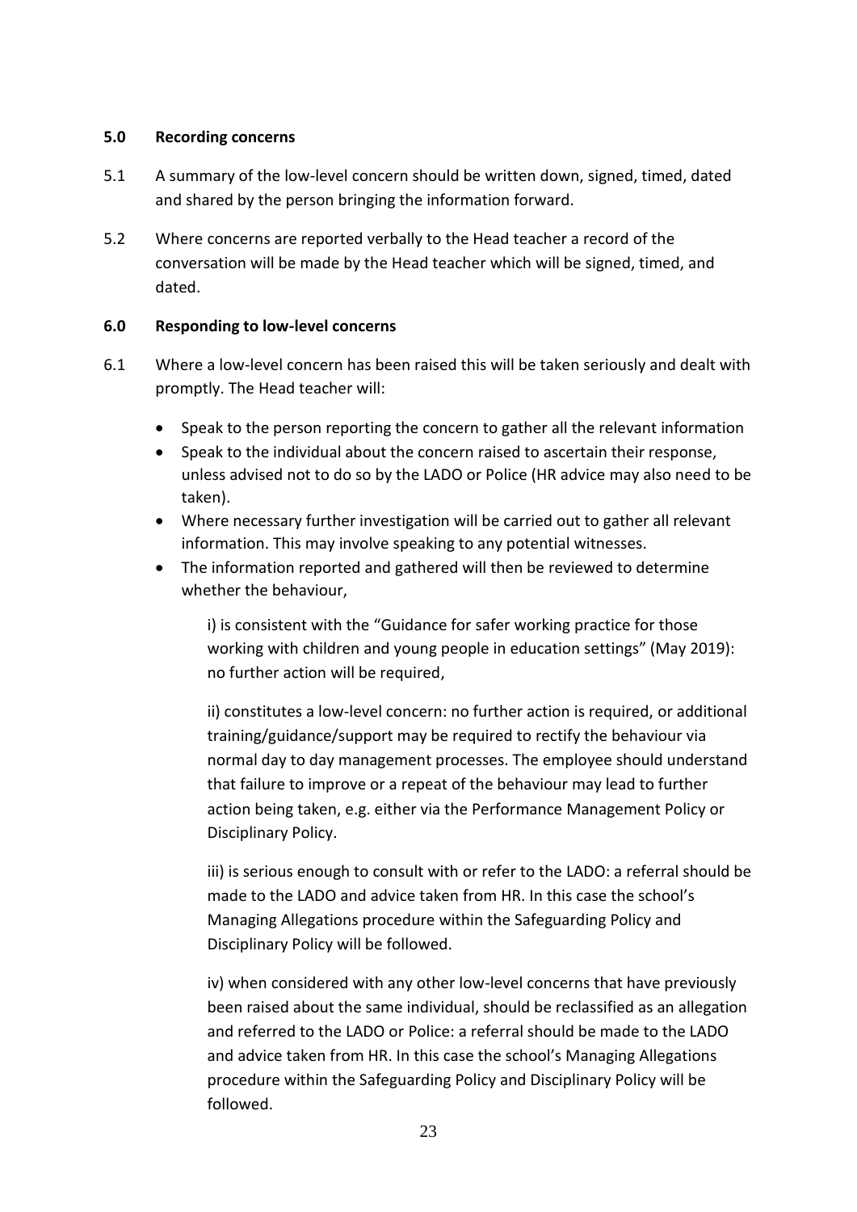## 5.0 Recording concerns

5.1 A summary of the low-level concern should be written down, signed, timed, dated and shared by the person bringing the information forward.

5.2 Where concerns are reported verbally to the Head teacher a record of the conversation will be made by the Head teacher which will be signed, timed, and dated.

## 6.0 Responding to low-level concerns

6.1 Where a low-level concern has been raised this will be taken seriously and dealt with promptly. The Head teacher will:

- Speak to the person reporting the concern to gather all the relevant information
- Speak to the individual about the concern raised to ascertain their response, unless advised not to do so by the LADO or Police (HR advice may also need to be taken).
- Where necessary further investigation will be carried out to gather all relevant information. This may involve speaking to any potential witnesses.
- The information reported and gathered will then be reviewed to determine whether the behaviour,

    i) is consistent with the "Guidance for safer working practice for those working with children and young people in education settings" (May 2019): no further action will be required,

    ii) constitutes a low-level concern: no further action is required, or additional training/guidance/support may be required to rectify the behaviour via normal day to day management processes. The employee should understand that failure to improve or a repeat of the behaviour may lead to further action being taken, e.g. either via the Performance Management Policy or Disciplinary Policy.

    iii) is serious enough to consult with or refer to the LADO: a referral should be made to the LADO and advice taken from HR. In this case the school's Managing Allegations procedure within the Safeguarding Policy and Disciplinary Policy will be followed.

    iv) when considered with any other low-level concerns that have previously been raised about the same individual, should be reclassified as an allegation and referred to the LADO or Police: a referral should be made to the LADO and advice taken from HR. In this case the school's Managing Allegations procedure within the Safeguarding Policy and Disciplinary Policy will be followed.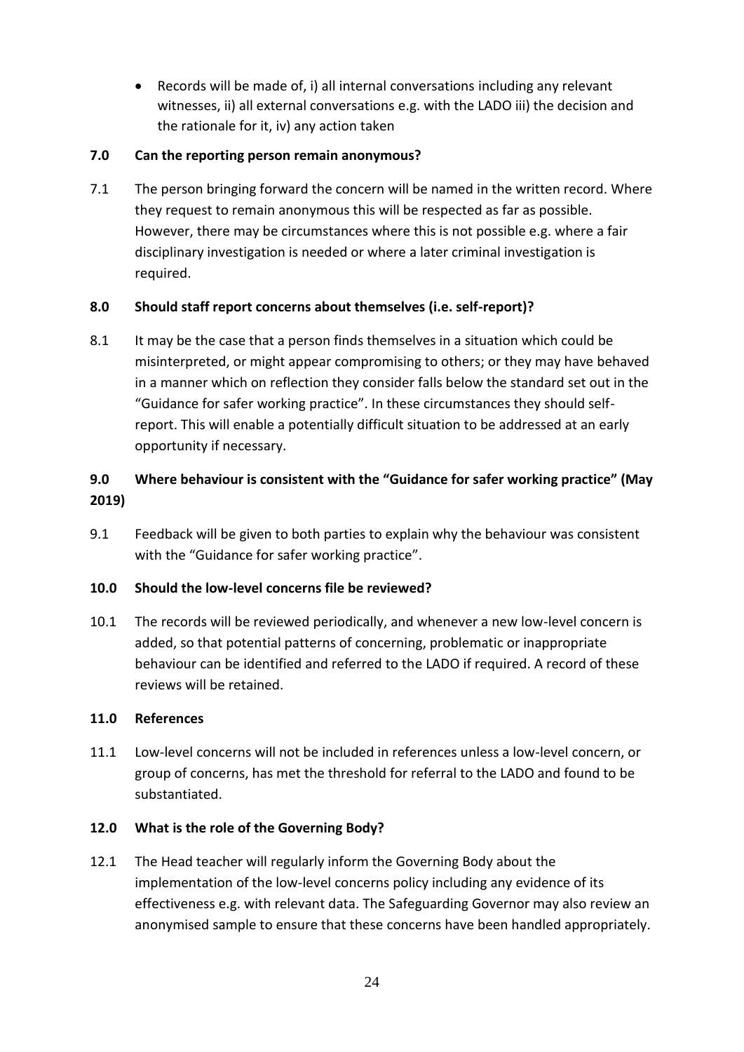- Records will be made of, i) all internal conversations including any relevant witnesses, ii) all external conversations e.g. with the LADO iii) the decision and the rationale for it, iv) any action taken

## 7.0 Can the reporting person remain anonymous?

7.1 The person bringing forward the concern will be named in the written record. Where they request to remain anonymous this will be respected as far as possible. However, there may be circumstances where this is not possible e.g. where a fair disciplinary investigation is needed or where a later criminal investigation is required.

## 8.0 Should staff report concerns about themselves (i.e. self-report)?

8.1 It may be the case that a person finds themselves in a situation which could be misinterpreted, or might appear compromising to others; or they may have behaved in a manner which on reflection they consider falls below the standard set out in the "Guidance for safer working practice". In these circumstances they should self-report. This will enable a potentially difficult situation to be addressed at an early opportunity if necessary.

## 9.0 Where behaviour is consistent with the "Guidance for safer working practice" (May 2019)

9.1 Feedback will be given to both parties to explain why the behaviour was consistent with the "Guidance for safer working practice".

## 10.0 Should the low-level concerns file be reviewed?

10.1 The records will be reviewed periodically, and whenever a new low-level concern is added, so that potential patterns of concerning, problematic or inappropriate behaviour can be identified and referred to the LADO if required. A record of these reviews will be retained.

## 11.0 References

11.1 Low-level concerns will not be included in references unless a low-level concern, or group of concerns, has met the threshold for referral to the LADO and found to be substantiated.

## 12.0 What is the role of the Governing Body?

12.1 The Head teacher will regularly inform the Governing Body about the implementation of the low-level concerns policy including any evidence of its effectiveness e.g. with relevant data. The Safeguarding Governor may also review an anonymised sample to ensure that these concerns have been handled appropriately.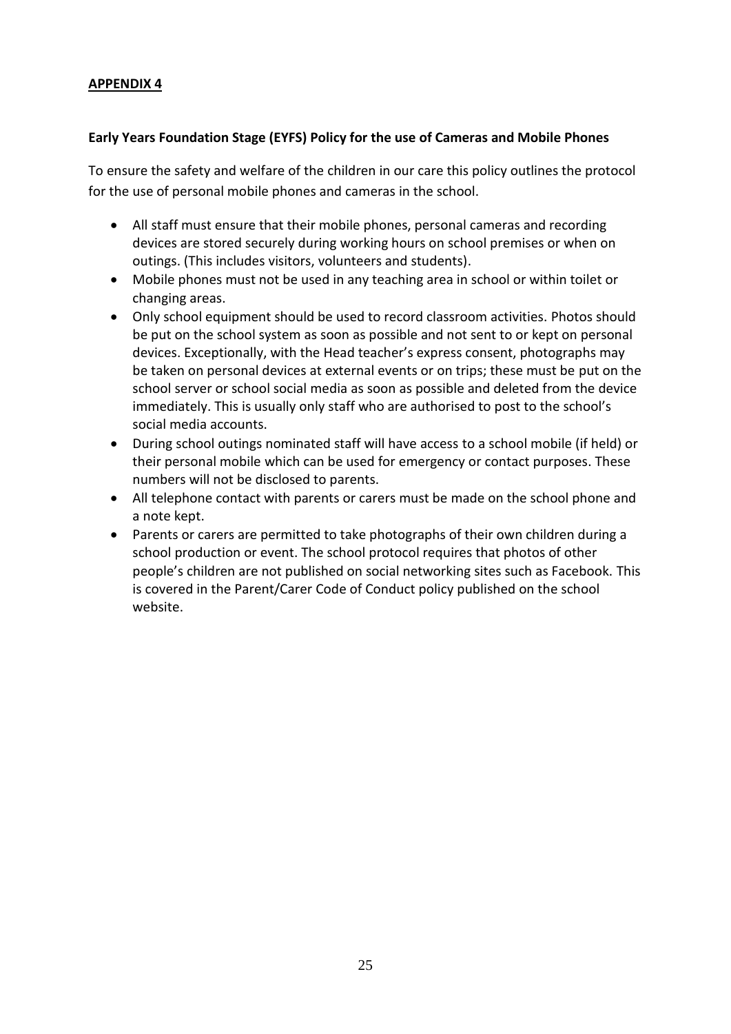**APPENDIX 4**

**Early Years Foundation Stage (EYFS) Policy for the use of Cameras and Mobile Phones**

To ensure the safety and welfare of the children in our care this policy outlines the protocol for the use of personal mobile phones and cameras in the school.

- All staff must ensure that their mobile phones, personal cameras and recording devices are stored securely during working hours on school premises or when on outings. (This includes visitors, volunteers and students).
- Mobile phones must not be used in any teaching area in school or within toilet or changing areas.
- Only school equipment should be used to record classroom activities. Photos should be put on the school system as soon as possible and not sent to or kept on personal devices. Exceptionally, with the Head teacher's express consent, photographs may be taken on personal devices at external events or on trips; these must be put on the school server or school social media as soon as possible and deleted from the device immediately. This is usually only staff who are authorised to post to the school's social media accounts.
- During school outings nominated staff will have access to a school mobile (if held) or their personal mobile which can be used for emergency or contact purposes. These numbers will not be disclosed to parents.
- All telephone contact with parents or carers must be made on the school phone and a note kept.
- Parents or carers are permitted to take photographs of their own children during a school production or event. The school protocol requires that photos of other people's children are not published on social networking sites such as Facebook. This is covered in the Parent/Carer Code of Conduct policy published on the school website.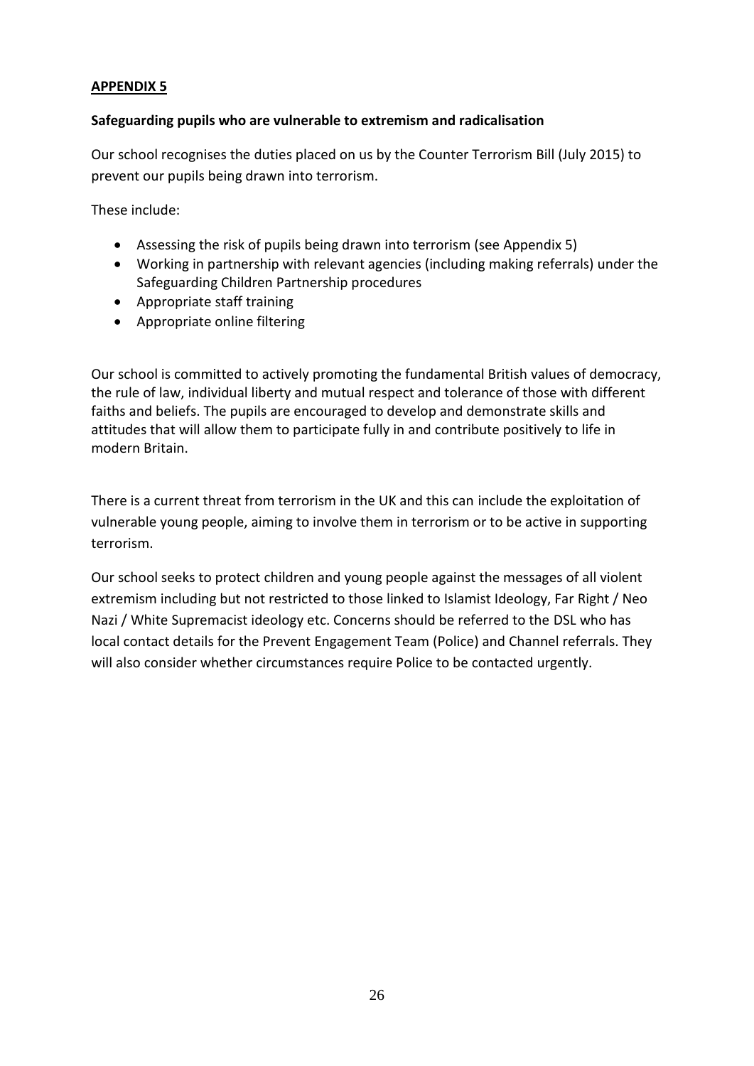## APPENDIX 5

**Safeguarding pupils who are vulnerable to extremism and radicalisation**

Our school recognises the duties placed on us by the Counter Terrorism Bill (July 2015) to prevent our pupils being drawn into terrorism.

These include:

- Assessing the risk of pupils being drawn into terrorism (see Appendix 5)
- Working in partnership with relevant agencies (including making referrals) under the Safeguarding Children Partnership procedures
- Appropriate staff training
- Appropriate online filtering

Our school is committed to actively promoting the fundamental British values of democracy, the rule of law, individual liberty and mutual respect and tolerance of those with different faiths and beliefs. The pupils are encouraged to develop and demonstrate skills and attitudes that will allow them to participate fully in and contribute positively to life in modern Britain.

There is a current threat from terrorism in the UK and this can include the exploitation of vulnerable young people, aiming to involve them in terrorism or to be active in supporting terrorism.

Our school seeks to protect children and young people against the messages of all violent extremism including but not restricted to those linked to Islamist Ideology, Far Right / Neo Nazi / White Supremacist ideology etc. Concerns should be referred to the DSL who has local contact details for the Prevent Engagement Team (Police) and Channel referrals. They will also consider whether circumstances require Police to be contacted urgently.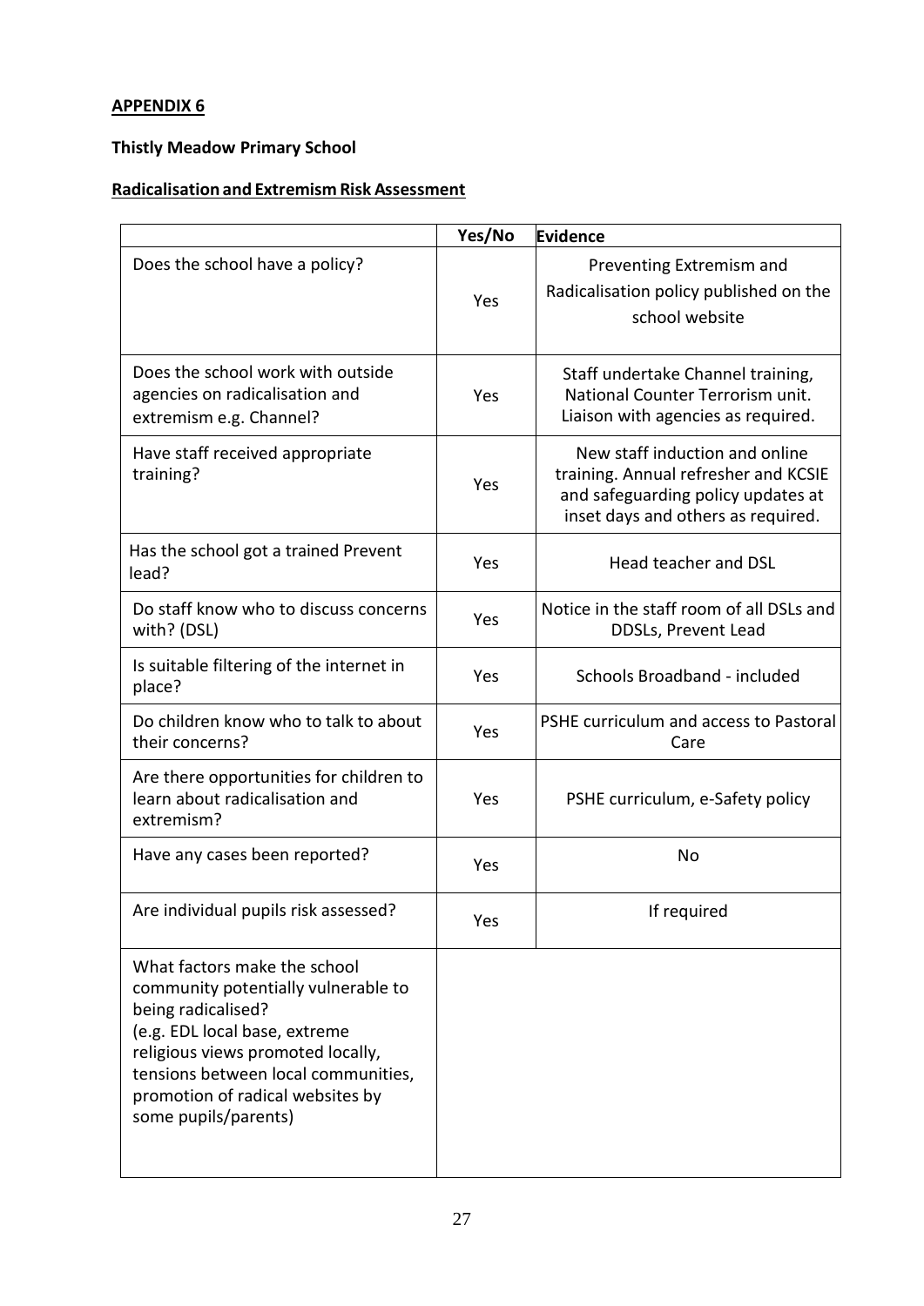**APPENDIX 6**

**Thistly Meadow Primary School**

**Radicalisation and Extremism Risk Assessment**

| | Yes/No | Evidence |
|---|---|---|
| Does the school have a policy? | Yes | Preventing Extremism and Radicalisation policy published on the school website |
| Does the school work with outside agencies on radicalisation and extremism e.g. Channel? | Yes | Staff undertake Channel training, National Counter Terrorism unit. Liaison with agencies as required. |
| Have staff received appropriate training? | Yes | New staff induction and online training. Annual refresher and KCSIE and safeguarding policy updates at inset days and others as required. |
| Has the school got a trained Prevent lead? | Yes | Head teacher and DSL |
| Do staff know who to discuss concerns with? (DSL) | Yes | Notice in the staff room of all DSLs and DDSLs, Prevent Lead |
| Is suitable filtering of the internet in place? | Yes | Schools Broadband - included |
| Do children know who to talk to about their concerns? | Yes | PSHE curriculum and access to Pastoral Care |
| Are there opportunities for children to learn about radicalisation and extremism? | Yes | PSHE curriculum, e-Safety policy |
| Have any cases been reported? | Yes | No |
| Are individual pupils risk assessed? | Yes | If required |
| What factors make the school community potentially vulnerable to being radicalised? (e.g. EDL local base, extreme religious views promoted locally, tensions between local communities, promotion of radical websites by some pupils/parents) | | |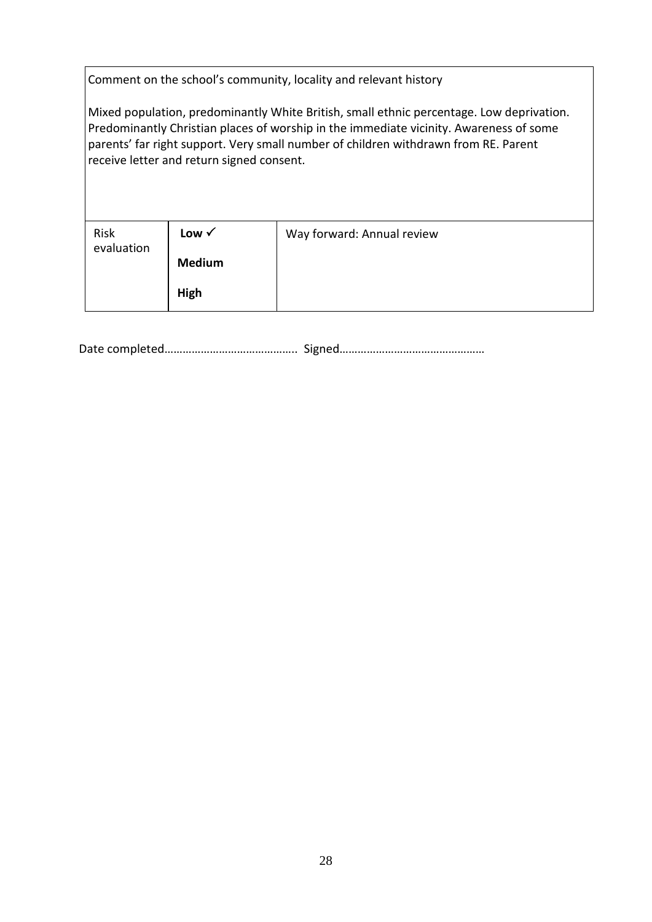| Comment on the school's community, locality and relevant history<br><br>Mixed population, predominantly White British, small ethnic percentage. Low deprivation. Predominantly Christian places of worship in the immediate vicinity. Awareness of some parents' far right support. Very small number of children withdrawn from RE. Parent receive letter and return signed consent. | | |
|---|---|---|
| Risk evaluation | **Low** ✓<br><br>**Medium**<br><br>**High** | Way forward: Annual review |

Date completed…………………………………….. Signed…………………………………………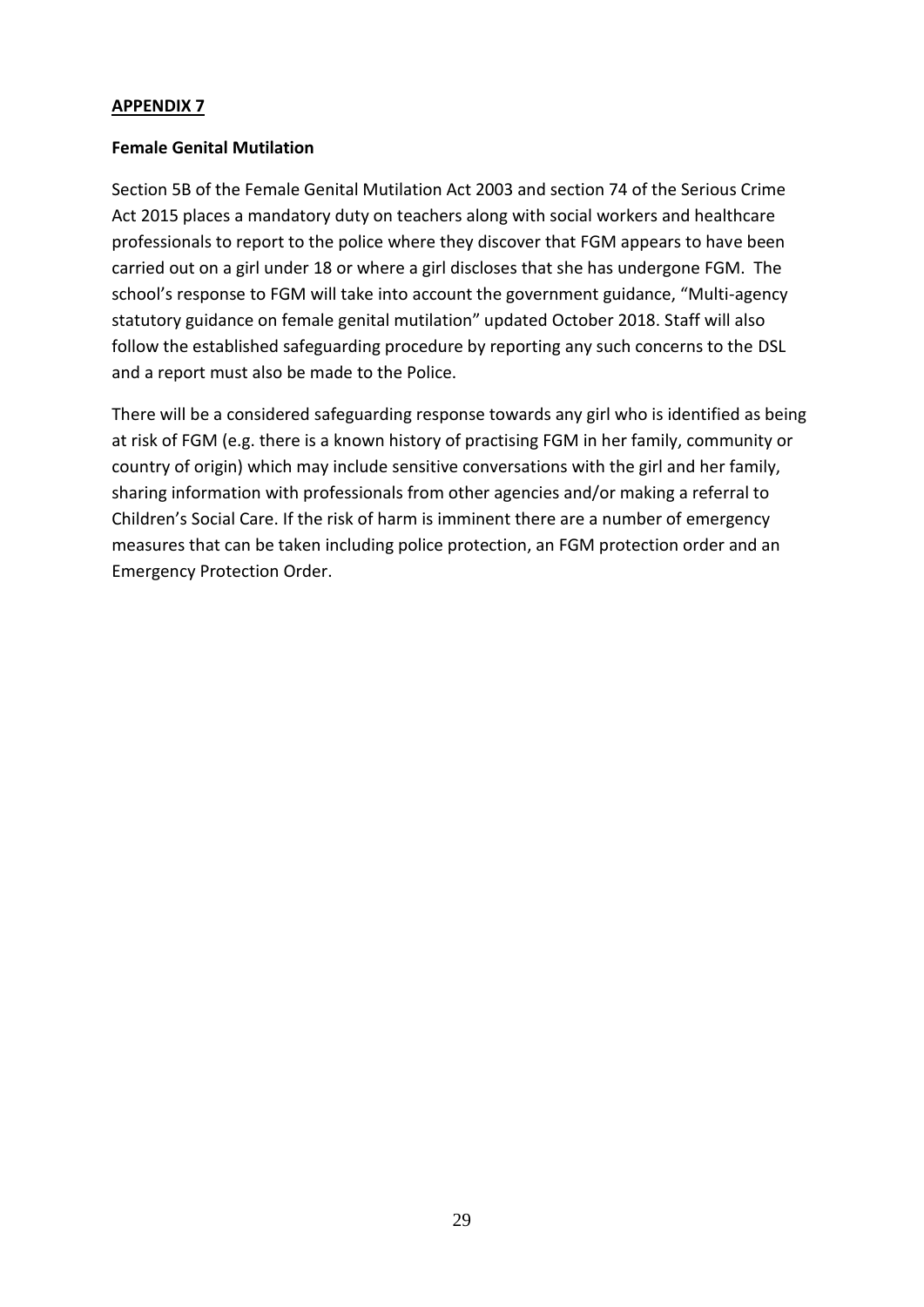**APPENDIX 7**

**Female Genital Mutilation**

Section 5B of the Female Genital Mutilation Act 2003 and section 74 of the Serious Crime Act 2015 places a mandatory duty on teachers along with social workers and healthcare professionals to report to the police where they discover that FGM appears to have been carried out on a girl under 18 or where a girl discloses that she has undergone FGM. The school's response to FGM will take into account the government guidance, "Multi-agency statutory guidance on female genital mutilation" updated October 2018. Staff will also follow the established safeguarding procedure by reporting any such concerns to the DSL and a report must also be made to the Police.

There will be a considered safeguarding response towards any girl who is identified as being at risk of FGM (e.g. there is a known history of practising FGM in her family, community or country of origin) which may include sensitive conversations with the girl and her family, sharing information with professionals from other agencies and/or making a referral to Children's Social Care. If the risk of harm is imminent there are a number of emergency measures that can be taken including police protection, an FGM protection order and an Emergency Protection Order.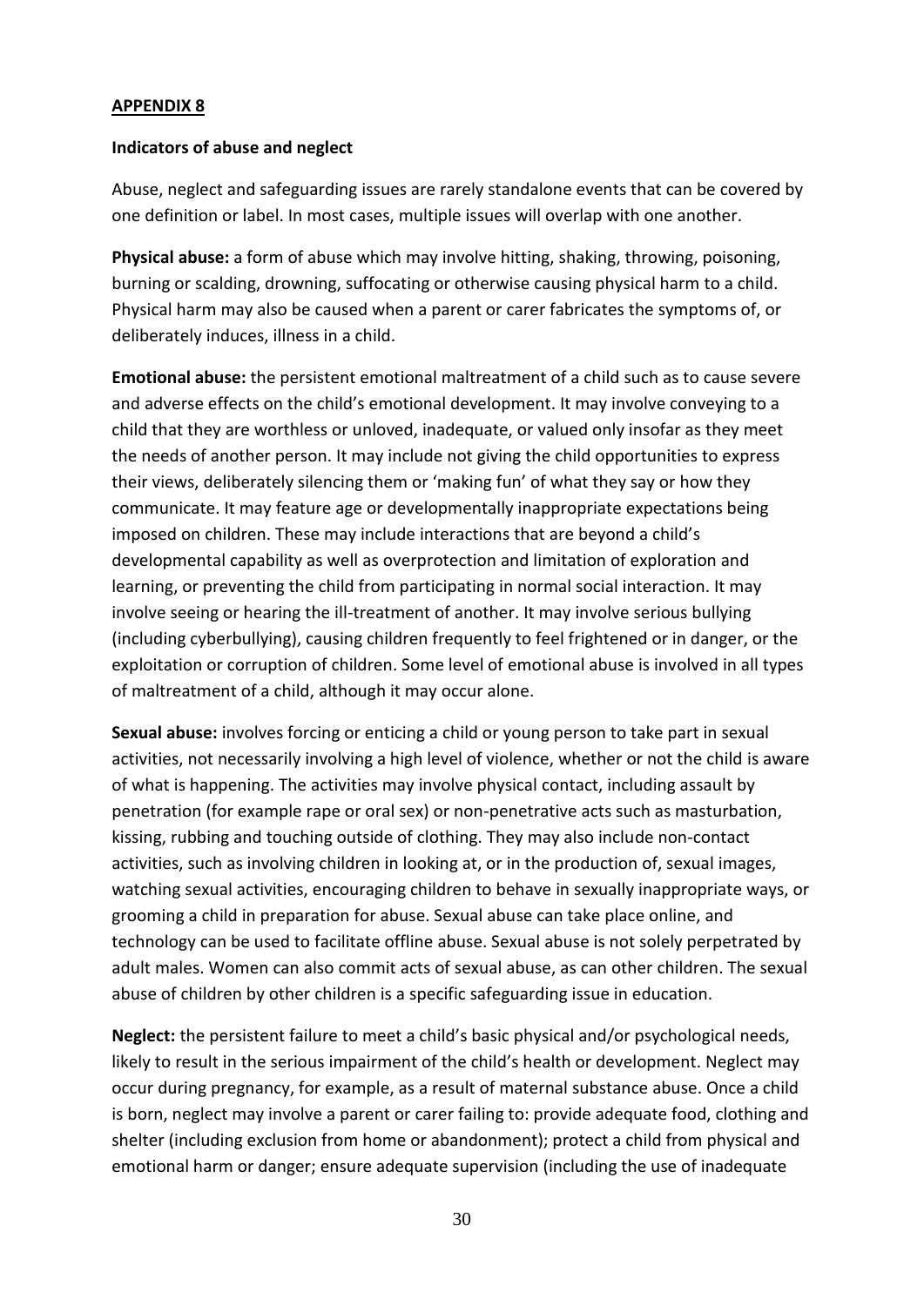**APPENDIX 8**

**Indicators of abuse and neglect**

Abuse, neglect and safeguarding issues are rarely standalone events that can be covered by one definition or label. In most cases, multiple issues will overlap with one another.

**Physical abuse:** a form of abuse which may involve hitting, shaking, throwing, poisoning, burning or scalding, drowning, suffocating or otherwise causing physical harm to a child. Physical harm may also be caused when a parent or carer fabricates the symptoms of, or deliberately induces, illness in a child.

**Emotional abuse:** the persistent emotional maltreatment of a child such as to cause severe and adverse effects on the child's emotional development. It may involve conveying to a child that they are worthless or unloved, inadequate, or valued only insofar as they meet the needs of another person. It may include not giving the child opportunities to express their views, deliberately silencing them or 'making fun' of what they say or how they communicate. It may feature age or developmentally inappropriate expectations being imposed on children. These may include interactions that are beyond a child's developmental capability as well as overprotection and limitation of exploration and learning, or preventing the child from participating in normal social interaction. It may involve seeing or hearing the ill-treatment of another. It may involve serious bullying (including cyberbullying), causing children frequently to feel frightened or in danger, or the exploitation or corruption of children. Some level of emotional abuse is involved in all types of maltreatment of a child, although it may occur alone.

**Sexual abuse:** involves forcing or enticing a child or young person to take part in sexual activities, not necessarily involving a high level of violence, whether or not the child is aware of what is happening. The activities may involve physical contact, including assault by penetration (for example rape or oral sex) or non-penetrative acts such as masturbation, kissing, rubbing and touching outside of clothing. They may also include non-contact activities, such as involving children in looking at, or in the production of, sexual images, watching sexual activities, encouraging children to behave in sexually inappropriate ways, or grooming a child in preparation for abuse. Sexual abuse can take place online, and technology can be used to facilitate offline abuse. Sexual abuse is not solely perpetrated by adult males. Women can also commit acts of sexual abuse, as can other children. The sexual abuse of children by other children is a specific safeguarding issue in education.

**Neglect:** the persistent failure to meet a child's basic physical and/or psychological needs, likely to result in the serious impairment of the child's health or development. Neglect may occur during pregnancy, for example, as a result of maternal substance abuse. Once a child is born, neglect may involve a parent or carer failing to: provide adequate food, clothing and shelter (including exclusion from home or abandonment); protect a child from physical and emotional harm or danger; ensure adequate supervision (including the use of inadequate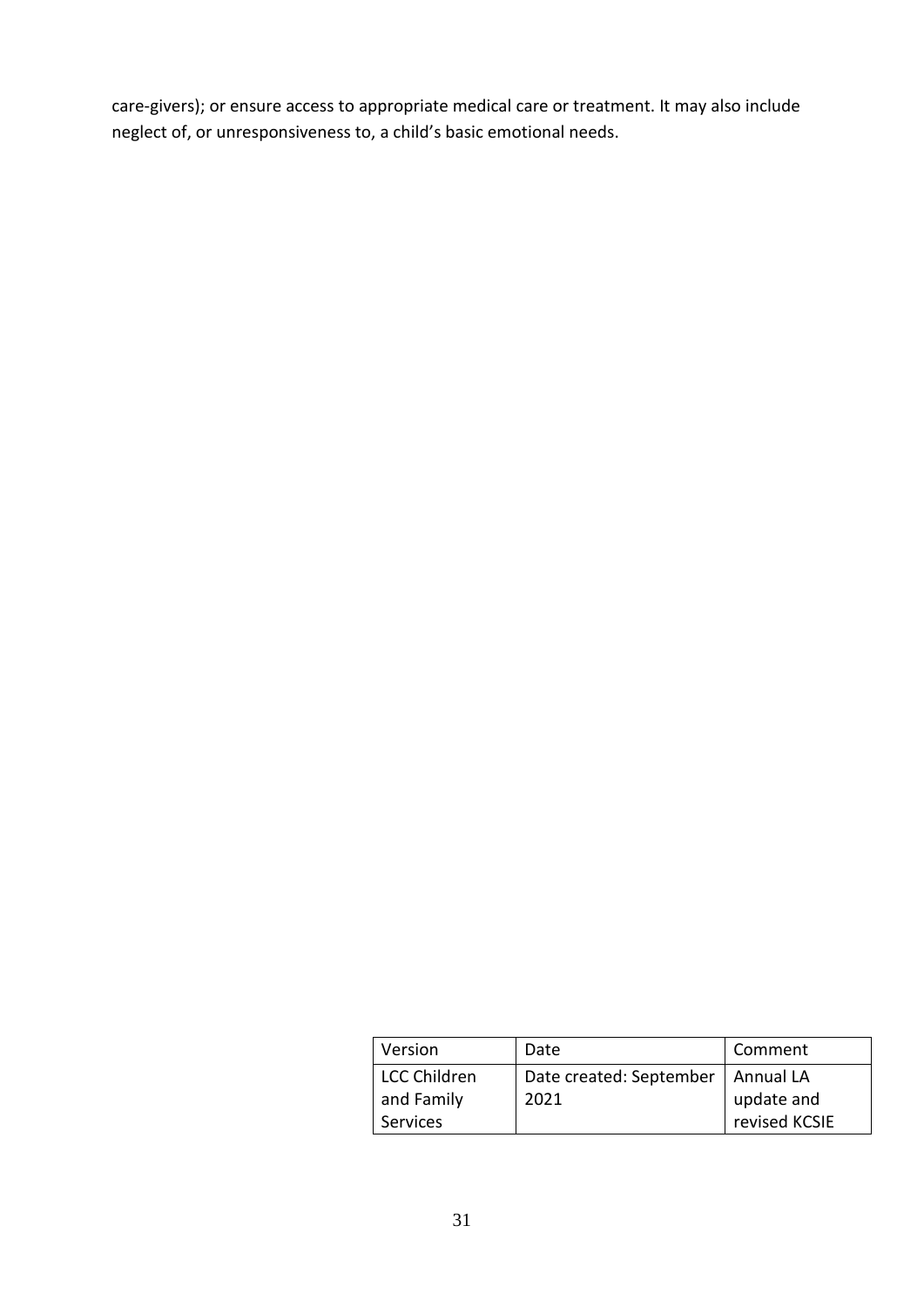care-givers); or ensure access to appropriate medical care or treatment. It may also include neglect of, or unresponsiveness to, a child's basic emotional needs.

| Version | Date | Comment |
| --- | --- | --- |
| LCC Children and Family Services | Date created: September 2021 | Annual LA update and revised KCSIE |